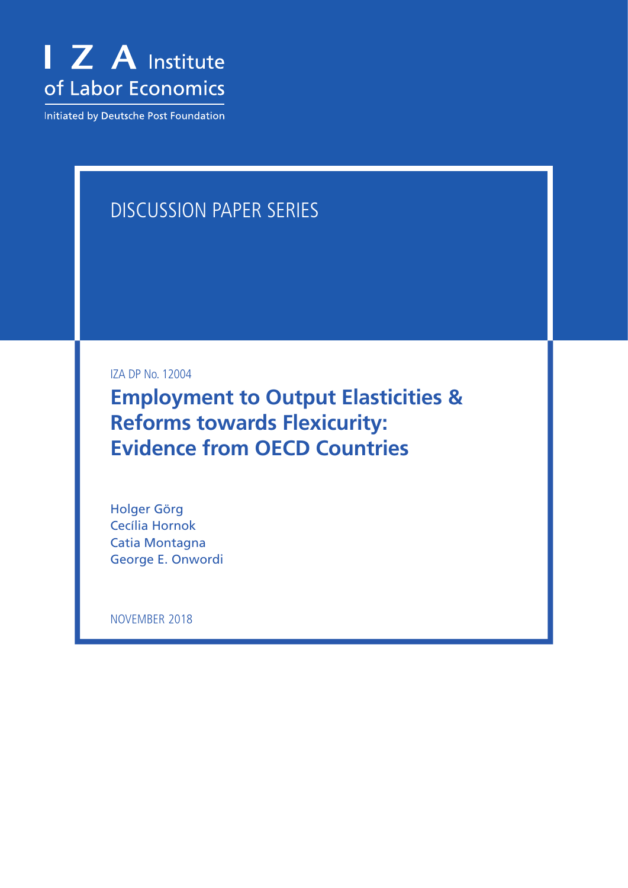I Z A Institute of Labor Economics

Initiated by Deutsche Post Foundation

DISCUSSION PAPER SERIES

IZA DP No. 12004

# Employment to Output Elasticities & Reforms towards Flexicurity: Evidence from OECD Countries

Holger Görg
Cecília Hornok
Catia Montagna
George E. Onwordi

NOVEMBER 2018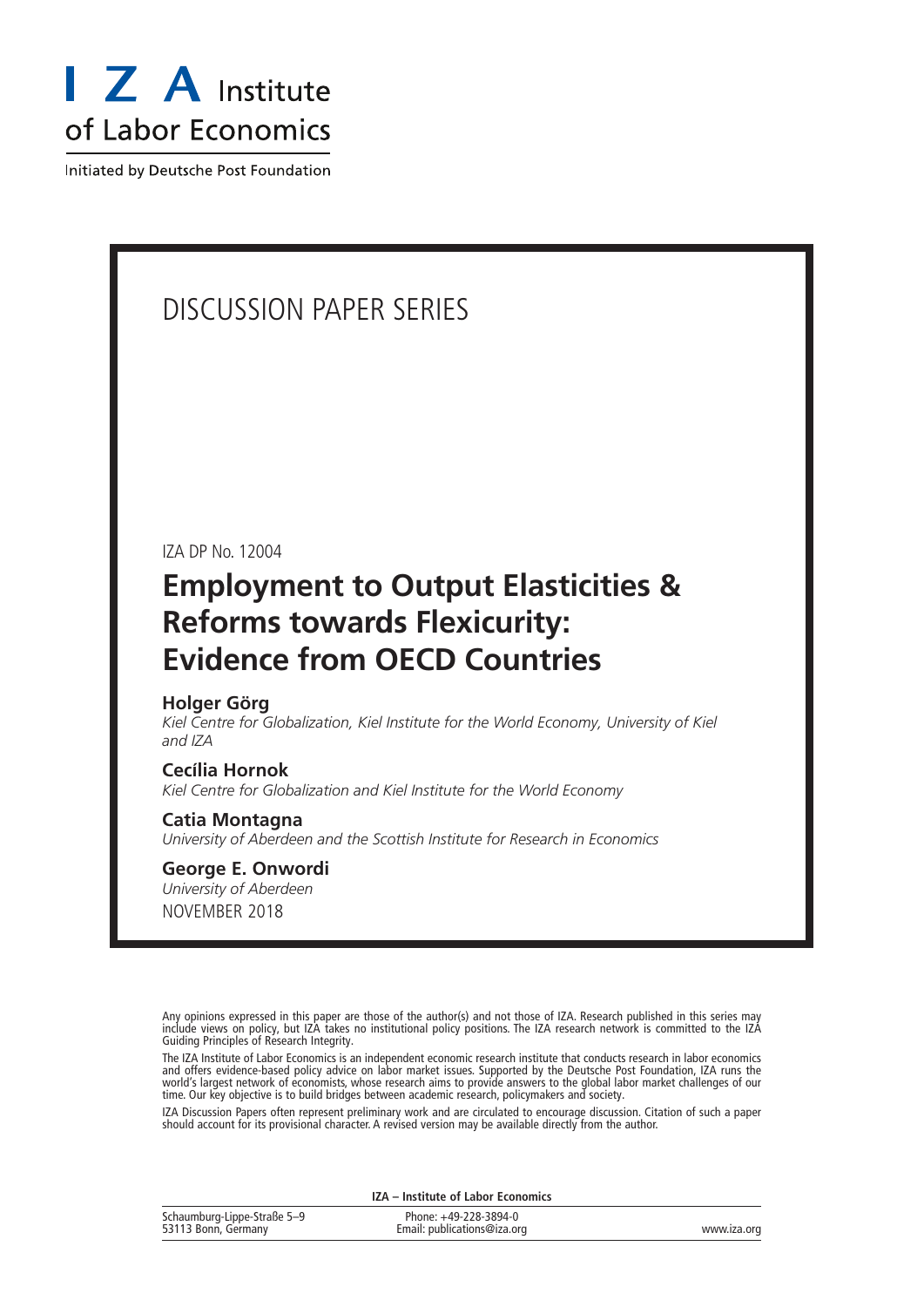# I Z A Institute of Labor Economics

Initiated by Deutsche Post Foundation

DISCUSSION PAPER SERIES

IZA DP No. 12004

# Employment to Output Elasticities & Reforms towards Flexicurity: Evidence from OECD Countries

**Holger Görg**
*Kiel Centre for Globalization, Kiel Institute for the World Economy, University of Kiel and IZA*

**Cecília Hornok**
*Kiel Centre for Globalization and Kiel Institute for the World Economy*

**Catia Montagna**
*University of Aberdeen and the Scottish Institute for Research in Economics*

**George E. Onwordi**
*University of Aberdeen*

NOVEMBER 2018

Any opinions expressed in this paper are those of the author(s) and not those of IZA. Research published in this series may include views on policy, but IZA takes no institutional policy positions. The IZA research network is committed to the IZA Guiding Principles of Research Integrity.

The IZA Institute of Labor Economics is an independent economic research institute that conducts research in labor economics and offers evidence-based policy advice on labor market issues. Supported by the Deutsche Post Foundation, IZA runs the world's largest network of economists, whose research aims to provide answers to the global labor market challenges of our time. Our key objective is to build bridges between academic research, policymakers and society.

IZA Discussion Papers often represent preliminary work and are circulated to encourage discussion. Citation of such a paper should account for its provisional character. A revised version may be available directly from the author.

**IZA – Institute of Labor Economics**

Schaumburg-Lippe-Straße 5–9
53113 Bonn, Germany

Phone: +49-228-3894-0
Email: publications@iza.org

www.iza.org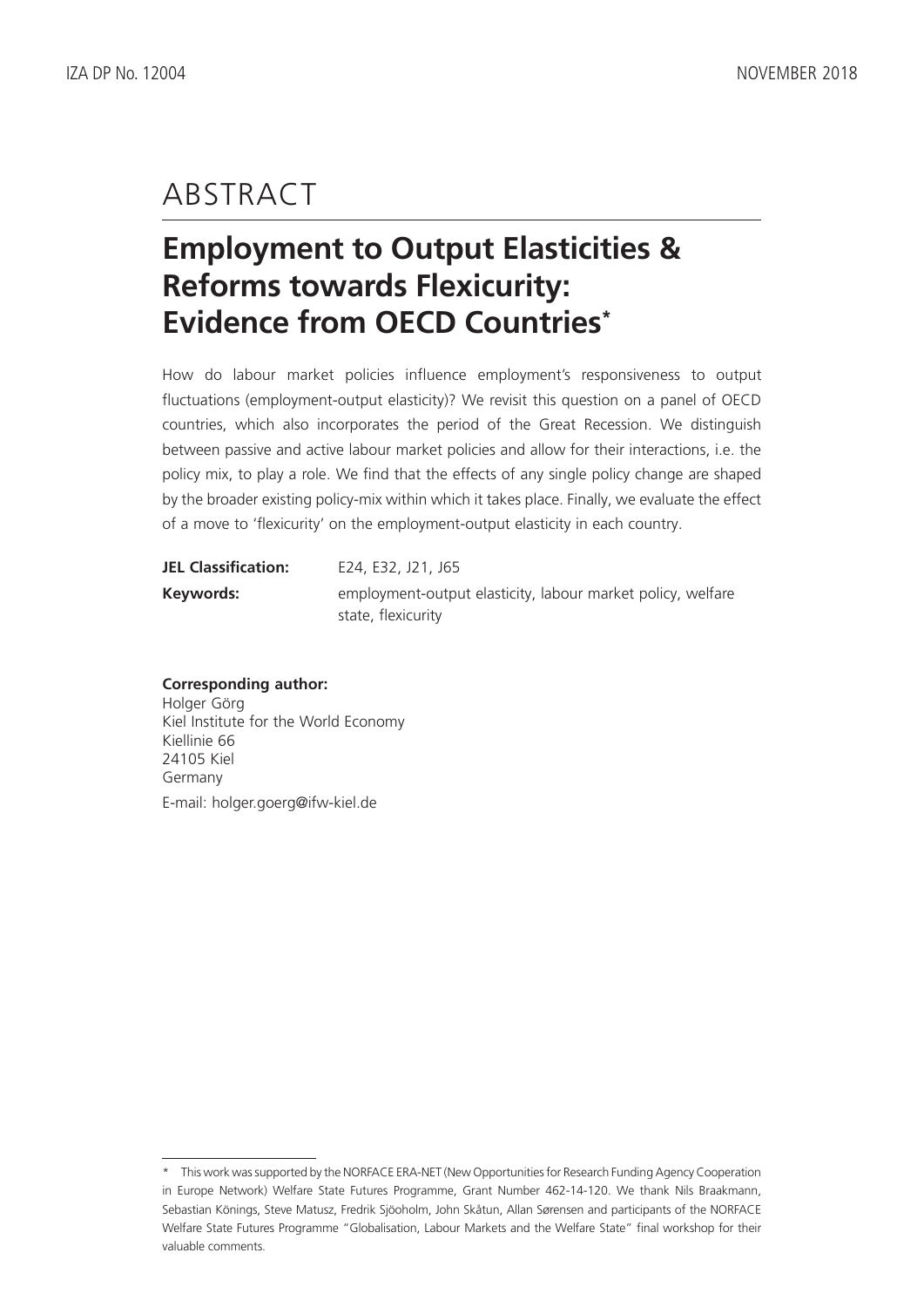# ABSTRACT

## Employment to Output Elasticities & Reforms towards Flexicurity: Evidence from OECD Countries*

How do labour market policies influence employment's responsiveness to output fluctuations (employment-output elasticity)? We revisit this question on a panel of OECD countries, which also incorporates the period of the Great Recession. We distinguish between passive and active labour market policies and allow for their interactions, i.e. the policy mix, to play a role. We find that the effects of any single policy change are shaped by the broader existing policy-mix within which it takes place. Finally, we evaluate the effect of a move to 'flexicurity' on the employment-output elasticity in each country.

**JEL Classification:** E24, E32, J21, J65

**Keywords:** employment-output elasticity, labour market policy, welfare state, flexicurity

**Corresponding author:**
Holger Görg
Kiel Institute for the World Economy
Kiellinie 66
24105 Kiel
Germany

E-mail: holger.goerg@ifw-kiel.de

---

* This work was supported by the NORFACE ERA-NET (New Opportunities for Research Funding Agency Cooperation in Europe Network) Welfare State Futures Programme, Grant Number 462-14-120. We thank Nils Braakmann, Sebastian Könings, Steve Matusz, Fredrik Sjöoholm, John Skåtun, Allan Sørensen and participants of the NORFACE Welfare State Futures Programme "Globalisation, Labour Markets and the Welfare State" final workshop for their valuable comments.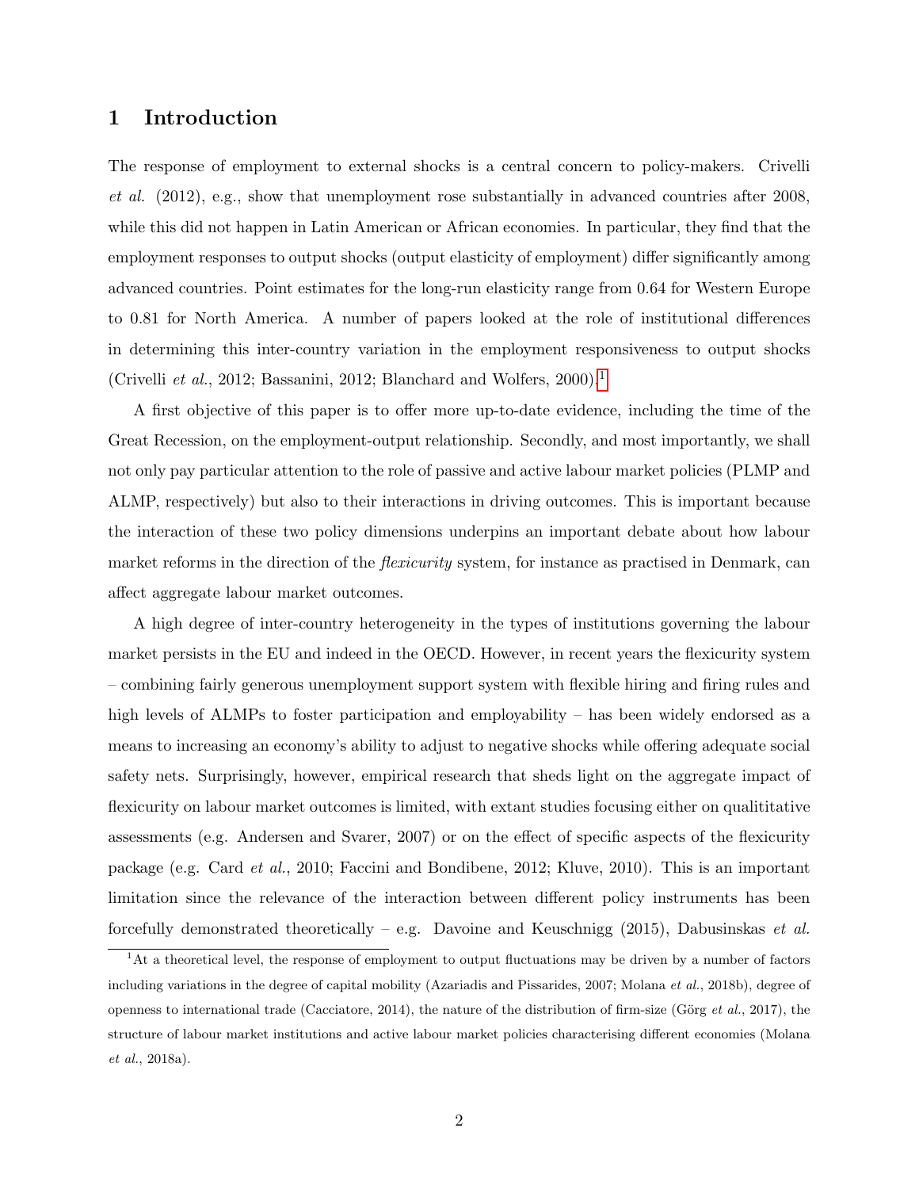# 1 Introduction

The response of employment to external shocks is a central concern to policy-makers. Crivelli *et al.* (2012), e.g., show that unemployment rose substantially in advanced countries after 2008, while this did not happen in Latin American or African economies. In particular, they find that the employment responses to output shocks (output elasticity of employment) differ significantly among advanced countries. Point estimates for the long-run elasticity range from 0.64 for Western Europe to 0.81 for North America. A number of papers looked at the role of institutional differences in determining this inter-country variation in the employment responsiveness to output shocks (Crivelli *et al.*, 2012; Bassanini, 2012; Blanchard and Wolfers, 2000).[1]

A first objective of this paper is to offer more up-to-date evidence, including the time of the Great Recession, on the employment-output relationship. Secondly, and most importantly, we shall not only pay particular attention to the role of passive and active labour market policies (PLMP and ALMP, respectively) but also to their interactions in driving outcomes. This is important because the interaction of these two policy dimensions underpins an important debate about how labour market reforms in the direction of the *flexicurity* system, for instance as practised in Denmark, can affect aggregate labour market outcomes.

A high degree of inter-country heterogeneity in the types of institutions governing the labour market persists in the EU and indeed in the OECD. However, in recent years the flexicurity system – combining fairly generous unemployment support system with flexible hiring and firing rules and high levels of ALMPs to foster participation and employability – has been widely endorsed as a means to increasing an economy's ability to adjust to negative shocks while offering adequate social safety nets. Surprisingly, however, empirical research that sheds light on the aggregate impact of flexicurity on labour market outcomes is limited, with extant studies focusing either on qualititative assessments (e.g. Andersen and Svarer, 2007) or on the effect of specific aspects of the flexicurity package (e.g. Card *et al.*, 2010; Faccini and Bondibene, 2012; Kluve, 2010). This is an important limitation since the relevance of the interaction between different policy instruments has been forcefully demonstrated theoretically – e.g. Davoine and Keuschnigg (2015), Dabusinskas *et al.*

[1] At a theoretical level, the response of employment to output fluctuations may be driven by a number of factors including variations in the degree of capital mobility (Azariadis and Pissarides, 2007; Molana *et al.*, 2018b), degree of openness to international trade (Cacciatore, 2014), the nature of the distribution of firm-size (Görg *et al.*, 2017), the structure of labour market institutions and active labour market policies characterising different economies (Molana *et al.*, 2018a).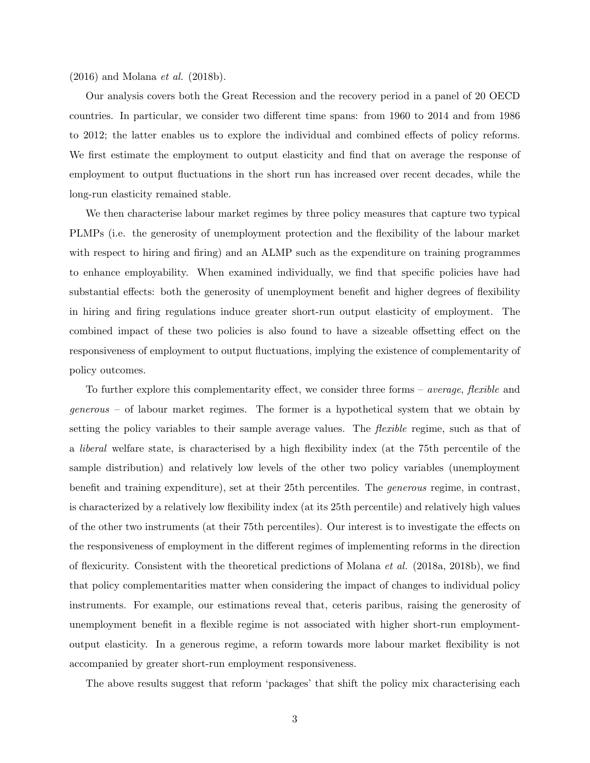(2016) and Molana *et al.* (2018b).

Our analysis covers both the Great Recession and the recovery period in a panel of 20 OECD countries. In particular, we consider two different time spans: from 1960 to 2014 and from 1986 to 2012; the latter enables us to explore the individual and combined effects of policy reforms. We first estimate the employment to output elasticity and find that on average the response of employment to output fluctuations in the short run has increased over recent decades, while the long-run elasticity remained stable.

We then characterise labour market regimes by three policy measures that capture two typical PLMPs (i.e. the generosity of unemployment protection and the flexibility of the labour market with respect to hiring and firing) and an ALMP such as the expenditure on training programmes to enhance employability. When examined individually, we find that specific policies have had substantial effects: both the generosity of unemployment benefit and higher degrees of flexibility in hiring and firing regulations induce greater short-run output elasticity of employment. The combined impact of these two policies is also found to have a sizeable offsetting effect on the responsiveness of employment to output fluctuations, implying the existence of complementarity of policy outcomes.

To further explore this complementarity effect, we consider three forms – *average*, *flexible* and *generous* – of labour market regimes. The former is a hypothetical system that we obtain by setting the policy variables to their sample average values. The *flexible* regime, such as that of a *liberal* welfare state, is characterised by a high flexibility index (at the 75th percentile of the sample distribution) and relatively low levels of the other two policy variables (unemployment benefit and training expenditure), set at their 25th percentiles. The *generous* regime, in contrast, is characterized by a relatively low flexibility index (at its 25th percentile) and relatively high values of the other two instruments (at their 75th percentiles). Our interest is to investigate the effects on the responsiveness of employment in the different regimes of implementing reforms in the direction of flexicurity. Consistent with the theoretical predictions of Molana *et al.* (2018a, 2018b), we find that policy complementarities matter when considering the impact of changes to individual policy instruments. For example, our estimations reveal that, ceteris paribus, raising the generosity of unemployment benefit in a flexible regime is not associated with higher short-run employment-output elasticity. In a generous regime, a reform towards more labour market flexibility is not accompanied by greater short-run employment responsiveness.

The above results suggest that reform 'packages' that shift the policy mix characterising each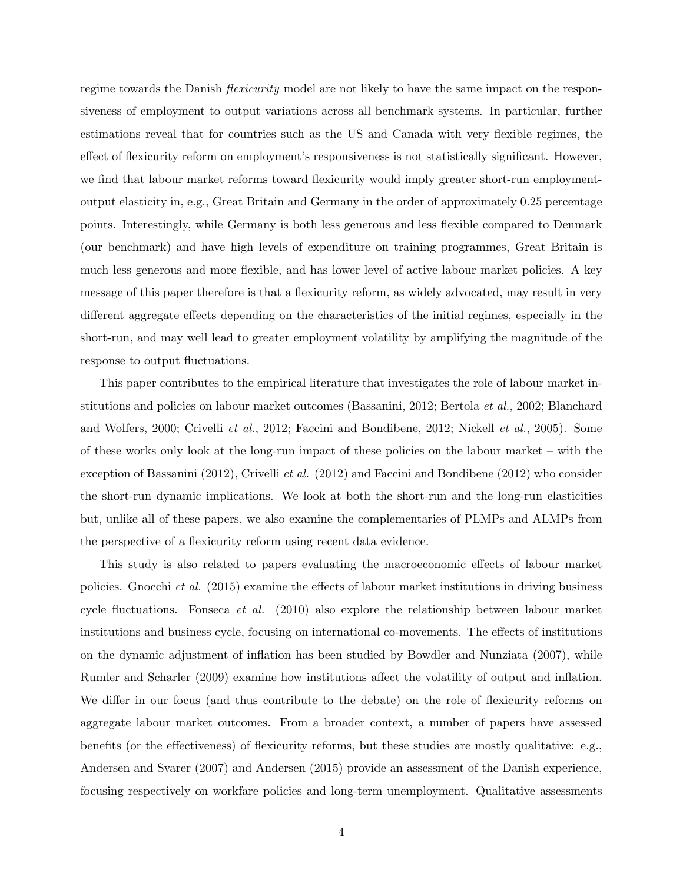regime towards the Danish *flexicurity* model are not likely to have the same impact on the responsiveness of employment to output variations across all benchmark systems. In particular, further estimations reveal that for countries such as the US and Canada with very flexible regimes, the effect of flexicurity reform on employment's responsiveness is not statistically significant. However, we find that labour market reforms toward flexicurity would imply greater short-run employment-output elasticity in, e.g., Great Britain and Germany in the order of approximately 0.25 percentage points. Interestingly, while Germany is both less generous and less flexible compared to Denmark (our benchmark) and have high levels of expenditure on training programmes, Great Britain is much less generous and more flexible, and has lower level of active labour market policies. A key message of this paper therefore is that a flexicurity reform, as widely advocated, may result in very different aggregate effects depending on the characteristics of the initial regimes, especially in the short-run, and may well lead to greater employment volatility by amplifying the magnitude of the response to output fluctuations.

This paper contributes to the empirical literature that investigates the role of labour market institutions and policies on labour market outcomes (Bassanini, 2012; Bertola *et al.*, 2002; Blanchard and Wolfers, 2000; Crivelli *et al.*, 2012; Faccini and Bondibene, 2012; Nickell *et al.*, 2005). Some of these works only look at the long-run impact of these policies on the labour market – with the exception of Bassanini (2012), Crivelli *et al.* (2012) and Faccini and Bondibene (2012) who consider the short-run dynamic implications. We look at both the short-run and the long-run elasticities but, unlike all of these papers, we also examine the complementaries of PLMPs and ALMPs from the perspective of a flexicurity reform using recent data evidence.

This study is also related to papers evaluating the macroeconomic effects of labour market policies. Gnocchi *et al.* (2015) examine the effects of labour market institutions in driving business cycle fluctuations. Fonseca *et al.* (2010) also explore the relationship between labour market institutions and business cycle, focusing on international co-movements. The effects of institutions on the dynamic adjustment of inflation has been studied by Bowdler and Nunziata (2007), while Rumler and Scharler (2009) examine how institutions affect the volatility of output and inflation. We differ in our focus (and thus contribute to the debate) on the role of flexicurity reforms on aggregate labour market outcomes. From a broader context, a number of papers have assessed benefits (or the effectiveness) of flexicurity reforms, but these studies are mostly qualitative: e.g., Andersen and Svarer (2007) and Andersen (2015) provide an assessment of the Danish experience, focusing respectively on workfare policies and long-term unemployment. Qualitative assessments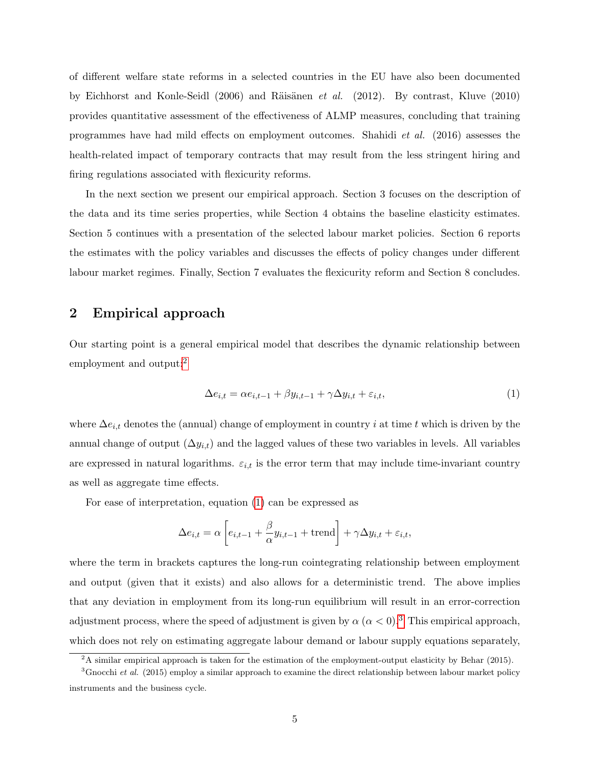of different welfare state reforms in a selected countries in the EU have also been documented by Eichhorst and Konle-Seidl (2006) and Räisänen *et al.* (2012). By contrast, Kluve (2010) provides quantitative assessment of the effectiveness of ALMP measures, concluding that training programmes have had mild effects on employment outcomes. Shahidi *et al.* (2016) assesses the health-related impact of temporary contracts that may result from the less stringent hiring and firing regulations associated with flexicurity reforms.

In the next section we present our empirical approach. Section 3 focuses on the description of the data and its time series properties, while Section 4 obtains the baseline elasticity estimates. Section 5 continues with a presentation of the selected labour market policies. Section 6 reports the estimates with the policy variables and discusses the effects of policy changes under different labour market regimes. Finally, Section 7 evaluates the flexicurity reform and Section 8 concludes.

## 2 Empirical approach

Our starting point is a general empirical model that describes the dynamic relationship between employment and output:[2]

$$\Delta e_{i,t} = \alpha e_{i,t-1} + \beta y_{i,t-1} + \gamma \Delta y_{i,t} + \varepsilon_{i,t}, \tag{1}$$

where $\Delta e_{i,t}$ denotes the (annual) change of employment in country $i$ at time $t$ which is driven by the annual change of output ($\Delta y_{i,t}$) and the lagged values of these two variables in levels. All variables are expressed in natural logarithms. $\varepsilon_{i,t}$ is the error term that may include time-invariant country as well as aggregate time effects.

For ease of interpretation, equation (1) can be expressed as

$$\Delta e_{i,t} = \alpha \left[ e_{i,t-1} + \frac{\beta}{\alpha} y_{i,t-1} + \text{trend} \right] + \gamma \Delta y_{i,t} + \varepsilon_{i,t},$$

where the term in brackets captures the long-run cointegrating relationship between employment and output (given that it exists) and also allows for a deterministic trend. The above implies that any deviation in employment from its long-run equilibrium will result in an error-correction adjustment process, where the speed of adjustment is given by $\alpha$ ($\alpha < 0$).[3] This empirical approach, which does not rely on estimating aggregate labour demand or labour supply equations separately,

[2] A similar empirical approach is taken for the estimation of the employment-output elasticity by Behar (2015).

[3] Gnocchi *et al.* (2015) employ a similar approach to examine the direct relationship between labour market policy instruments and the business cycle.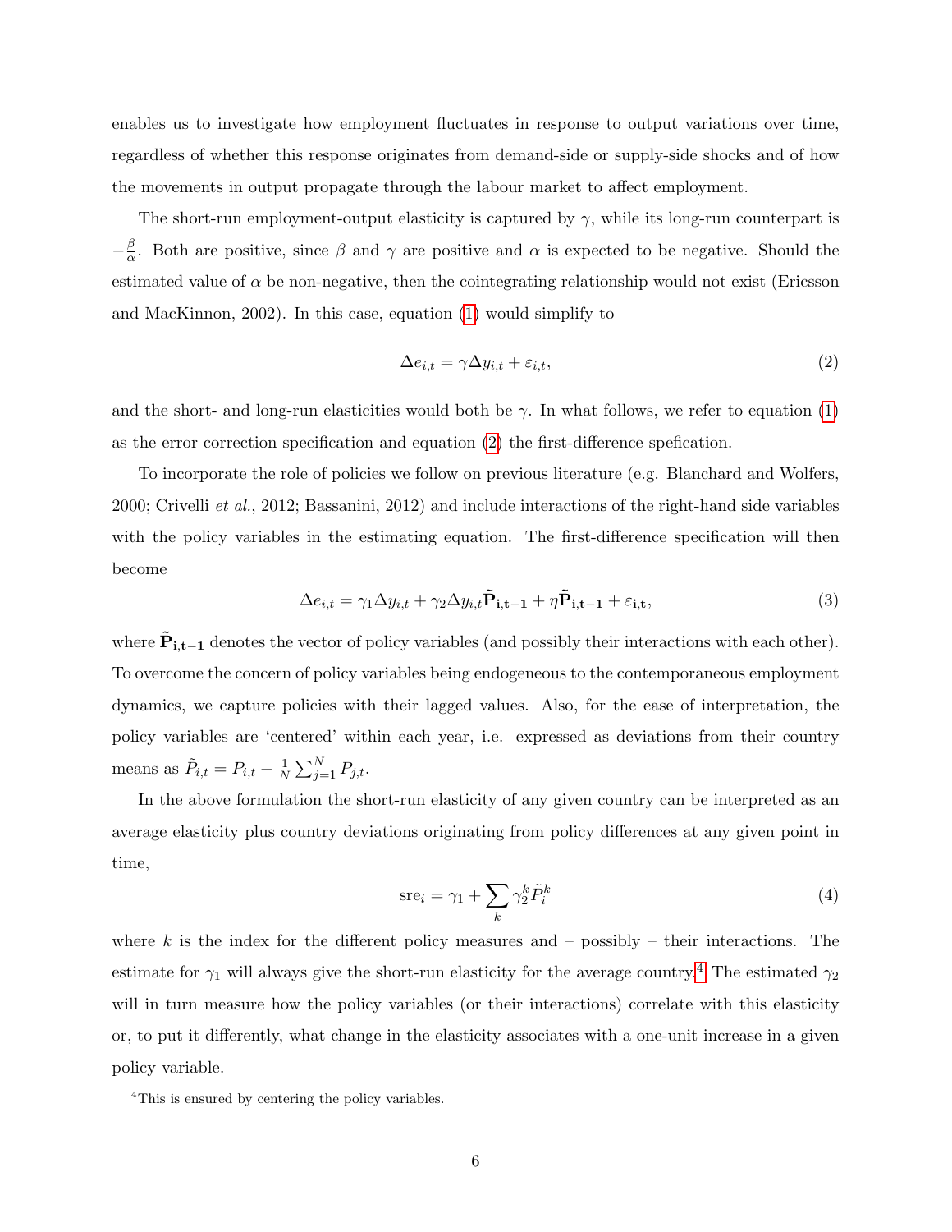enables us to investigate how employment fluctuates in response to output variations over time, regardless of whether this response originates from demand-side or supply-side shocks and of how the movements in output propagate through the labour market to affect employment.

The short-run employment-output elasticity is captured by $\gamma$, while its long-run counterpart is $-\frac{\beta}{\alpha}$. Both are positive, since $\beta$ and $\gamma$ are positive and $\alpha$ is expected to be negative. Should the estimated value of $\alpha$ be non-negative, then the cointegrating relationship would not exist (Ericsson and MacKinnon, 2002). In this case, equation (1) would simplify to

$$\Delta e_{i,t} = \gamma \Delta y_{i,t} + \varepsilon_{i,t}, \tag{2}$$

and the short- and long-run elasticities would both be $\gamma$. In what follows, we refer to equation (1) as the error correction specification and equation (2) the first-difference specation.

To incorporate the role of policies we follow on previous literature (e.g. Blanchard and Wolfers, 2000; Crivelli *et al.*, 2012; Bassanini, 2012) and include interactions of the right-hand side variables with the policy variables in the estimating equation. The first-difference specification will then become

$$\Delta e_{i,t} = \gamma_1 \Delta y_{i,t} + \gamma_2 \Delta y_{i,t} \mathbf{\tilde{P}_{i,t-1}} + \eta \mathbf{\tilde{P}_{i,t-1}} + \varepsilon_{\mathbf{i,t}}, \tag{3}$$

where $\mathbf{\tilde{P}_{i,t-1}}$ denotes the vector of policy variables (and possibly their interactions with each other). To overcome the concern of policy variables being endogeneous to the contemporaneous employment dynamics, we capture policies with their lagged values. Also, for the ease of interpretation, the policy variables are 'centered' within each year, i.e. expressed as deviations from their country means as $\tilde{P}_{i,t} = P_{i,t} - \frac{1}{N}\sum_{j=1}^{N} P_{j,t}$.

In the above formulation the short-run elasticity of any given country can be interpreted as an average elasticity plus country deviations originating from policy differences at any given point in time,

$$\text{sre}_i = \gamma_1 + \sum_k \gamma_2^k \tilde{P}_i^k \tag{4}$$

where $k$ is the index for the different policy measures and – possibly – their interactions. The estimate for $\gamma_1$ will always give the short-run elasticity for the average country.[4] The estimated $\gamma_2$ will in turn measure how the policy variables (or their interactions) correlate with this elasticity or, to put it differently, what change in the elasticity associates with a one-unit increase in a given policy variable.

[4] This is ensured by centering the policy variables.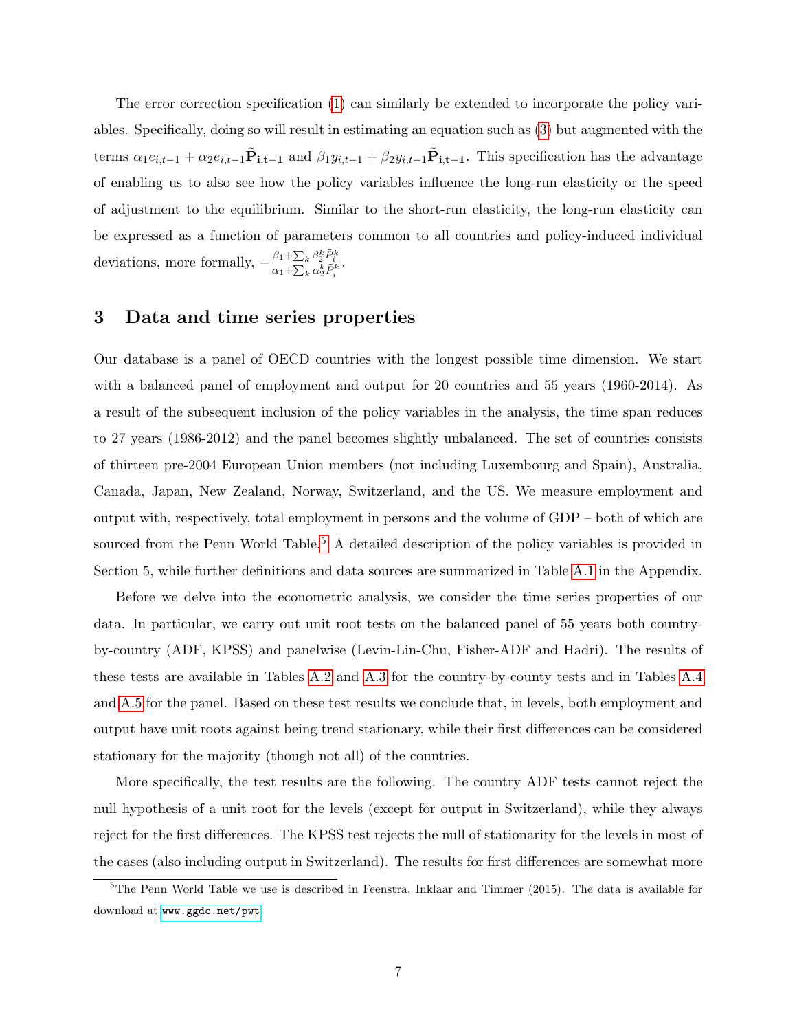The error correction specification (1) can similarly be extended to incorporate the policy variables. Specifically, doing so will result in estimating an equation such as (3) but augmented with the terms $\alpha_1 e_{i,t-1} + \alpha_2 e_{i,t-1}\tilde{\mathbf{P}}_{\mathbf{i,t-1}}$ and $\beta_1 y_{i,t-1} + \beta_2 y_{i,t-1}\tilde{\mathbf{P}}_{\mathbf{i,t-1}}$. This specification has the advantage of enabling us to also see how the policy variables influence the long-run elasticity or the speed of adjustment to the equilibrium. Similar to the short-run elasticity, the long-run elasticity can be expressed as a function of parameters common to all countries and policy-induced individual deviations, more formally, $-\frac{\beta_1 + \sum_k \beta_2^k \tilde{P}_i^k}{\alpha_1 + \sum_k \alpha_2^k \tilde{P}_i^k}$.

# 3 Data and time series properties

Our database is a panel of OECD countries with the longest possible time dimension. We start with a balanced panel of employment and output for 20 countries and 55 years (1960-2014). As a result of the subsequent inclusion of the policy variables in the analysis, the time span reduces to 27 years (1986-2012) and the panel becomes slightly unbalanced. The set of countries consists of thirteen pre-2004 European Union members (not including Luxembourg and Spain), Australia, Canada, Japan, New Zealand, Norway, Switzerland, and the US. We measure employment and output with, respectively, total employment in persons and the volume of GDP – both of which are sourced from the Penn World Table.[5] A detailed description of the policy variables is provided in Section 5, while further definitions and data sources are summarized in Table A.1 in the Appendix.

Before we delve into the econometric analysis, we consider the time series properties of our data. In particular, we carry out unit root tests on the balanced panel of 55 years both country-by-country (ADF, KPSS) and panelwise (Levin-Lin-Chu, Fisher-ADF and Hadri). The results of these tests are available in Tables A.2 and A.3 for the country-by-county tests and in Tables A.4 and A.5 for the panel. Based on these test results we conclude that, in levels, both employment and output have unit roots against being trend stationary, while their first differences can be considered stationary for the majority (though not all) of the countries.

More specifically, the test results are the following. The country ADF tests cannot reject the null hypothesis of a unit root for the levels (except for output in Switzerland), while they always reject for the first differences. The KPSS test rejects the null of stationarity for the levels in most of the cases (also including output in Switzerland). The results for first differences are somewhat more

[5] The Penn World Table we use is described in Feenstra, Inklaar and Timmer (2015). The data is available for download at www.ggdc.net/pwt.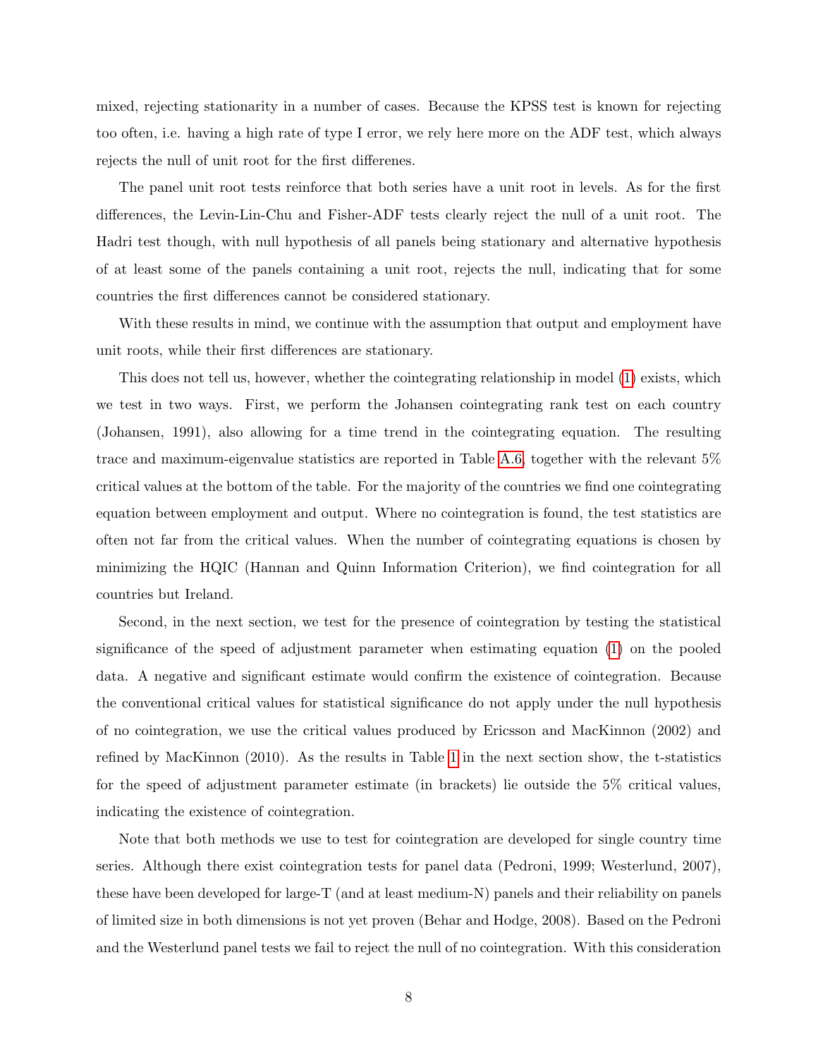mixed, rejecting stationarity in a number of cases. Because the KPSS test is known for rejecting too often, i.e. having a high rate of type I error, we rely here more on the ADF test, which always rejects the null of unit root for the first differenes.

The panel unit root tests reinforce that both series have a unit root in levels. As for the first differences, the Levin-Lin-Chu and Fisher-ADF tests clearly reject the null of a unit root. The Hadri test though, with null hypothesis of all panels being stationary and alternative hypothesis of at least some of the panels containing a unit root, rejects the null, indicating that for some countries the first differences cannot be considered stationary.

With these results in mind, we continue with the assumption that output and employment have unit roots, while their first differences are stationary.

This does not tell us, however, whether the cointegrating relationship in model (1) exists, which we test in two ways. First, we perform the Johansen cointegrating rank test on each country (Johansen, 1991), also allowing for a time trend in the cointegrating equation. The resulting trace and maximum-eigenvalue statistics are reported in Table A.6, together with the relevant 5% critical values at the bottom of the table. For the majority of the countries we find one cointegrating equation between employment and output. Where no cointegration is found, the test statistics are often not far from the critical values. When the number of cointegrating equations is chosen by minimizing the HQIC (Hannan and Quinn Information Criterion), we find cointegration for all countries but Ireland.

Second, in the next section, we test for the presence of cointegration by testing the statistical significance of the speed of adjustment parameter when estimating equation (1) on the pooled data. A negative and significant estimate would confirm the existence of cointegration. Because the conventional critical values for statistical significance do not apply under the null hypothesis of no cointegration, we use the critical values produced by Ericsson and MacKinnon (2002) and refined by MacKinnon (2010). As the results in Table 1 in the next section show, the t-statistics for the speed of adjustment parameter estimate (in brackets) lie outside the 5% critical values, indicating the existence of cointegration.

Note that both methods we use to test for cointegration are developed for single country time series. Although there exist cointegration tests for panel data (Pedroni, 1999; Westerlund, 2007), these have been developed for large-T (and at least medium-N) panels and their reliability on panels of limited size in both dimensions is not yet proven (Behar and Hodge, 2008). Based on the Pedroni and the Westerlund panel tests we fail to reject the null of no cointegration. With this consideration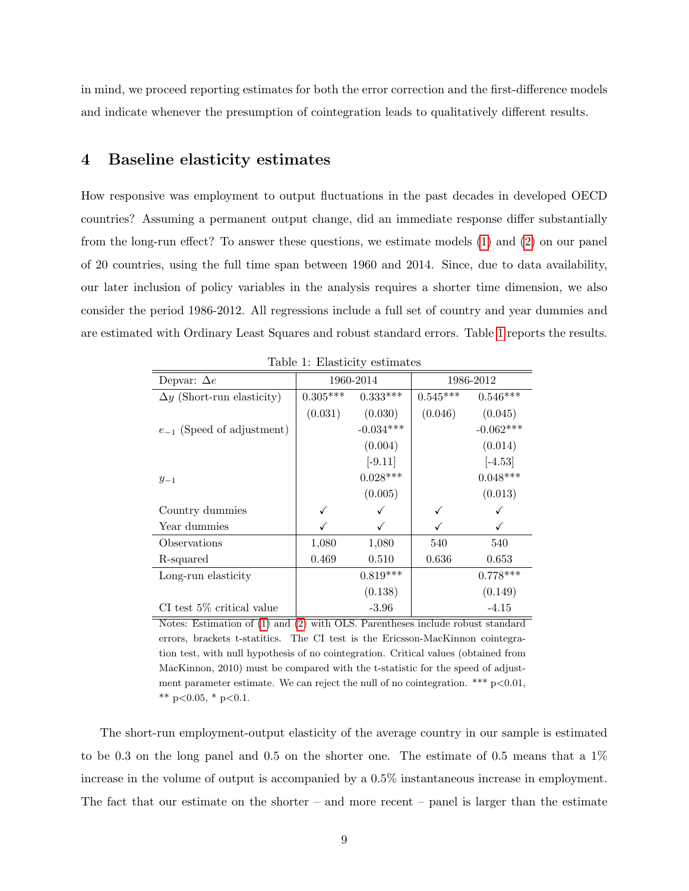in mind, we proceed reporting estimates for both the error correction and the first-difference models and indicate whenever the presumption of cointegration leads to qualitatively different results.

## 4 Baseline elasticity estimates

How responsive was employment to output fluctuations in the past decades in developed OECD countries? Assuming a permanent output change, did an immediate response differ substantially from the long-run effect? To answer these questions, we estimate models (1) and (2) on our panel of 20 countries, using the full time span between 1960 and 2014. Since, due to data availability, our later inclusion of policy variables in the analysis requires a shorter time dimension, we also consider the period 1986-2012. All regressions include a full set of country and year dummies and are estimated with Ordinary Least Squares and robust standard errors. Table 1 reports the results.

Table 1: Elasticity estimates

| Depvar: $\Delta e$ | 1960-2014 | | 1986-2012 | |
|---|---|---|---|---|
| $\Delta y$ (Short-run elasticity) | 0.305*** | 0.333*** | 0.545*** | 0.546*** |
| | (0.031) | (0.030) | (0.046) | (0.045) |
| $e_{-1}$ (Speed of adjustment) | | -0.034*** | | -0.062*** |
| | | (0.004) | | (0.014) |
| | | [-9.11] | | [-4.53] |
| $y_{-1}$ | | 0.028*** | | 0.048*** |
| | | (0.005) | | (0.013) |
| Country dummies | ✓ | ✓ | ✓ | ✓ |
| Year dummies | ✓ | ✓ | ✓ | ✓ |
| Observations | 1,080 | 1,080 | 540 | 540 |
| R-squared | 0.469 | 0.510 | 0.636 | 0.653 |
| Long-run elasticity | | 0.819*** | | 0.778*** |
| | | (0.138) | | (0.149) |
| CI test 5% critical value | | -3.96 | | -4.15 |

Notes: Estimation of (1) and (2) with OLS. Parentheses include robust standard errors, brackets t-statitics. The CI test is the Ericsson-MacKinnon cointegration test, with null hypothesis of no cointegration. Critical values (obtained from MacKinnon, 2010) must be compared with the t-statistic for the speed of adjustment parameter estimate. We can reject the null of no cointegration. *** p<0.01, ** p<0.05, * p<0.1.

The short-run employment-output elasticity of the average country in our sample is estimated to be 0.3 on the long panel and 0.5 on the shorter one. The estimate of 0.5 means that a 1% increase in the volume of output is accompanied by a 0.5% instantaneous increase in employment. The fact that our estimate on the shorter – and more recent – panel is larger than the estimate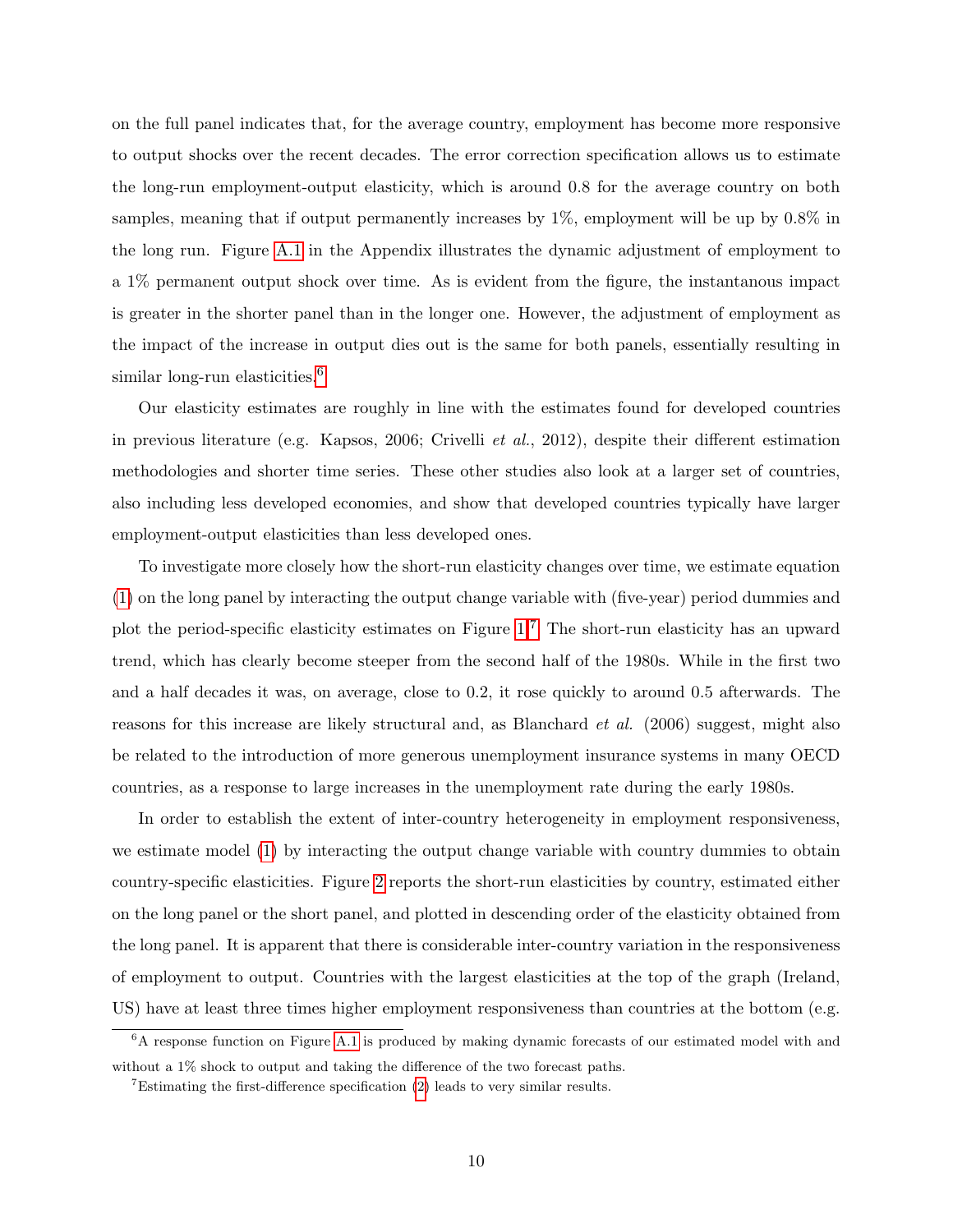on the full panel indicates that, for the average country, employment has become more responsive to output shocks over the recent decades. The error correction specification allows us to estimate the long-run employment-output elasticity, which is around 0.8 for the average country on both samples, meaning that if output permanently increases by 1%, employment will be up by 0.8% in the long run. Figure A.1 in the Appendix illustrates the dynamic adjustment of employment to a 1% permanent output shock over time. As is evident from the figure, the instantanous impact is greater in the shorter panel than in the longer one. However, the adjustment of employment as the impact of the increase in output dies out is the same for both panels, essentially resulting in similar long-run elasticities.[6]

Our elasticity estimates are roughly in line with the estimates found for developed countries in previous literature (e.g. Kapsos, 2006; Crivelli *et al.*, 2012), despite their different estimation methodologies and shorter time series. These other studies also look at a larger set of countries, also including less developed economies, and show that developed countries typically have larger employment-output elasticities than less developed ones.

To investigate more closely how the short-run elasticity changes over time, we estimate equation (1) on the long panel by interacting the output change variable with (five-year) period dummies and plot the period-specific elasticity estimates on Figure 1.[7] The short-run elasticity has an upward trend, which has clearly become steeper from the second half of the 1980s. While in the first two and a half decades it was, on average, close to 0.2, it rose quickly to around 0.5 afterwards. The reasons for this increase are likely structural and, as Blanchard *et al.* (2006) suggest, might also be related to the introduction of more generous unemployment insurance systems in many OECD countries, as a response to large increases in the unemployment rate during the early 1980s.

In order to establish the extent of inter-country heterogeneity in employment responsiveness, we estimate model (1) by interacting the output change variable with country dummies to obtain country-specific elasticities. Figure 2 reports the short-run elasticities by country, estimated either on the long panel or the short panel, and plotted in descending order of the elasticity obtained from the long panel. It is apparent that there is considerable inter-country variation in the responsiveness of employment to output. Countries with the largest elasticities at the top of the graph (Ireland, US) have at least three times higher employment responsiveness than countries at the bottom (e.g.

[6] A response function on Figure A.1 is produced by making dynamic forecasts of our estimated model with and without a 1% shock to output and taking the difference of the two forecast paths.

[7] Estimating the first-difference specification (2) leads to very similar results.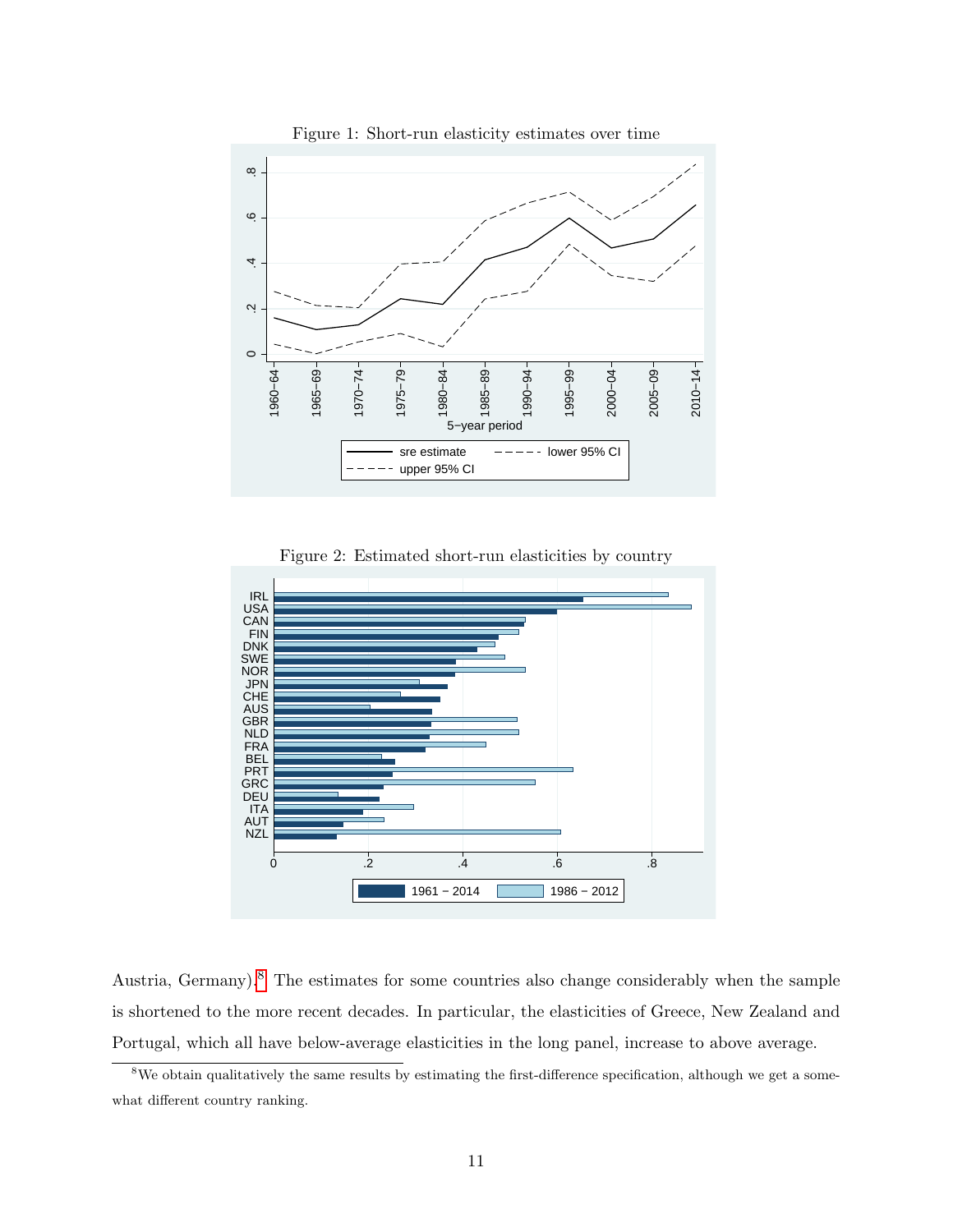Figure 1: Short-run elasticity estimates over time

Figure 2: Estimated short-run elasticities by country

Austria, Germany).[8] The estimates for some countries also change considerably when the sample is shortened to the more recent decades. In particular, the elasticities of Greece, New Zealand and Portugal, which all have below-average elasticities in the long panel, increase to above average.

[8] We obtain qualitatively the same results by estimating the first-difference specification, although we get a somewhat different country ranking.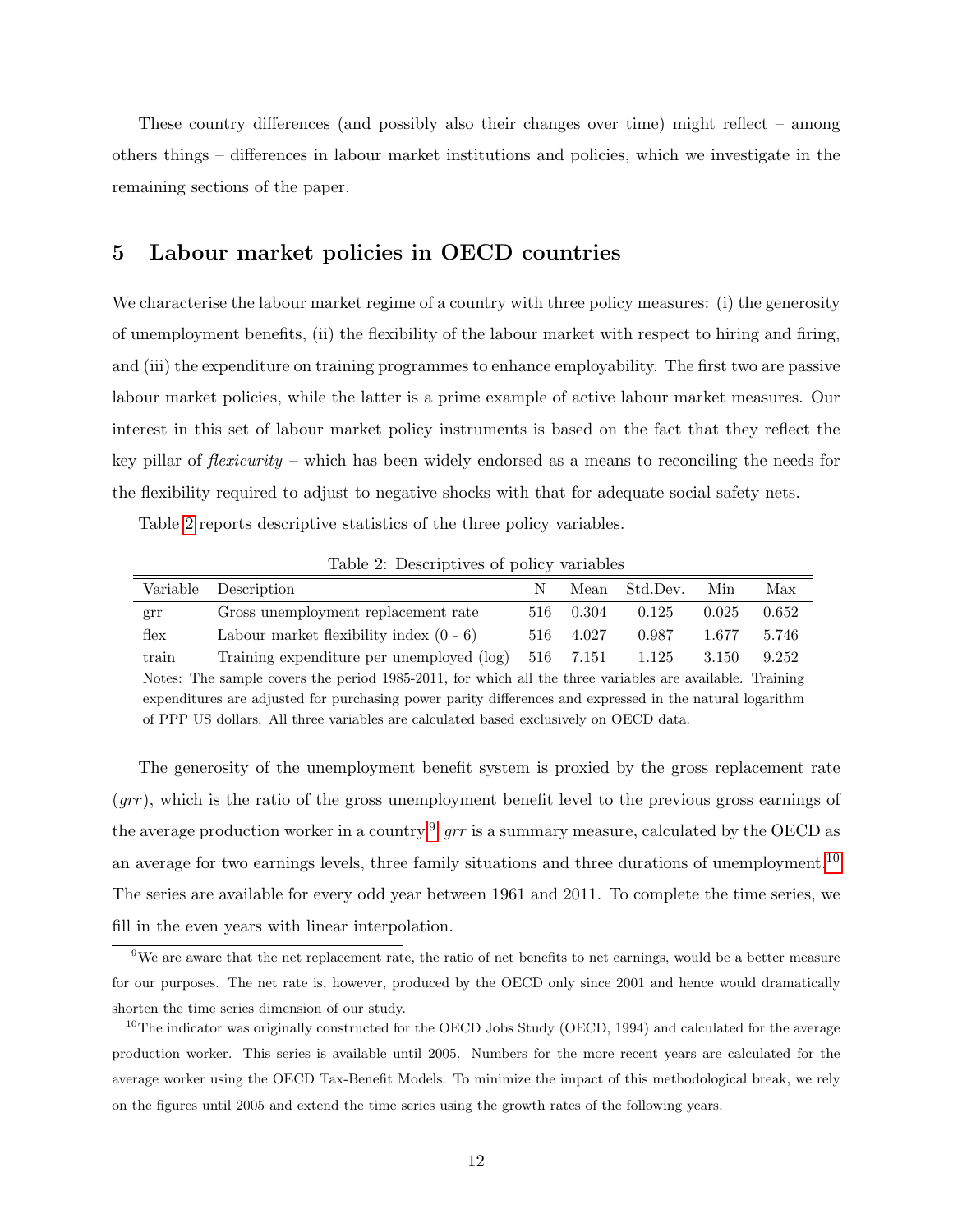These country differences (and possibly also their changes over time) might reflect – among others things – differences in labour market institutions and policies, which we investigate in the remaining sections of the paper.

## 5 Labour market policies in OECD countries

We characterise the labour market regime of a country with three policy measures: (i) the generosity of unemployment benefits, (ii) the flexibility of the labour market with respect to hiring and firing, and (iii) the expenditure on training programmes to enhance employability. The first two are passive labour market policies, while the latter is a prime example of active labour market measures. Our interest in this set of labour market policy instruments is based on the fact that they reflect the key pillar of *flexicurity* – which has been widely endorsed as a means to reconciling the needs for the flexibility required to adjust to negative shocks with that for adequate social safety nets.

Table 2 reports descriptive statistics of the three policy variables.

Table 2: Descriptives of policy variables

| Variable | Description | N | Mean | Std.Dev. | Min | Max |
|---|---|---|---|---|---|---|
| grr | Gross unemployment replacement rate | 516 | 0.304 | 0.125 | 0.025 | 0.652 |
| flex | Labour market flexibility index (0 - 6) | 516 | 4.027 | 0.987 | 1.677 | 5.746 |
| train | Training expenditure per unemployed (log) | 516 | 7.151 | 1.125 | 3.150 | 9.252 |

Notes: The sample covers the period 1985-2011, for which all the three variables are available. Training expenditures are adjusted for purchasing power parity differences and expressed in the natural logarithm of PPP US dollars. All three variables are calculated based exclusively on OECD data.

The generosity of the unemployment benefit system is proxied by the gross replacement rate (*grr*), which is the ratio of the gross unemployment benefit level to the previous gross earnings of the average production worker in a country.[9] *grr* is a summary measure, calculated by the OECD as an average for two earnings levels, three family situations and three durations of unemployment.[10] The series are available for every odd year between 1961 and 2011. To complete the time series, we fill in the even years with linear interpolation.

[9] We are aware that the net replacement rate, the ratio of net benefits to net earnings, would be a better measure for our purposes. The net rate is, however, produced by the OECD only since 2001 and hence would dramatically shorten the time series dimension of our study.

[10] The indicator was originally constructed for the OECD Jobs Study (OECD, 1994) and calculated for the average production worker. This series is available until 2005. Numbers for the more recent years are calculated for the average worker using the OECD Tax-Benefit Models. To minimize the impact of this methodological break, we rely on the figures until 2005 and extend the time series using the growth rates of the following years.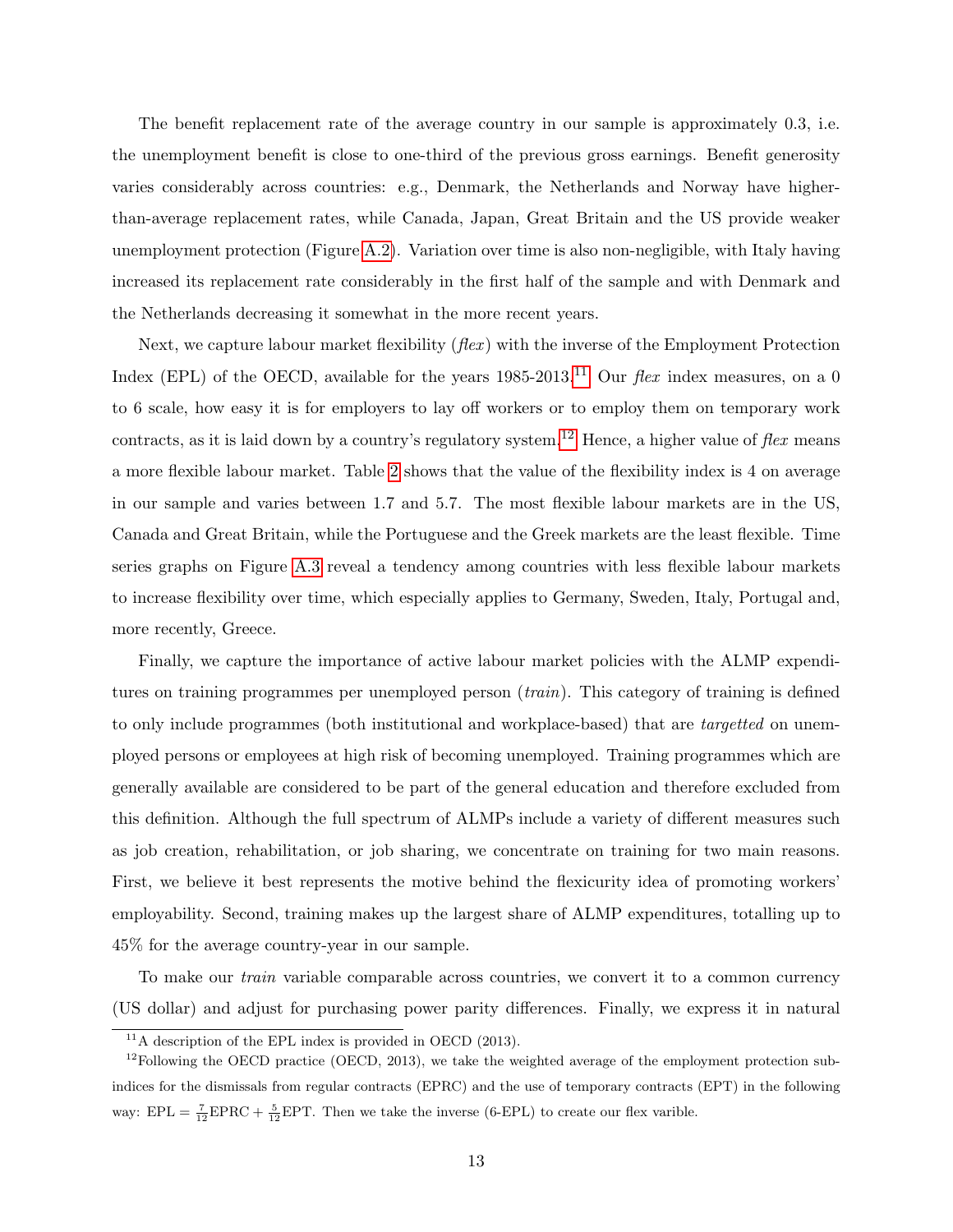The benefit replacement rate of the average country in our sample is approximately 0.3, i.e. the unemployment benefit is close to one-third of the previous gross earnings. Benefit generosity varies considerably across countries: e.g., Denmark, the Netherlands and Norway have higher-than-average replacement rates, while Canada, Japan, Great Britain and the US provide weaker unemployment protection (Figure A.2). Variation over time is also non-negligible, with Italy having increased its replacement rate considerably in the first half of the sample and with Denmark and the Netherlands decreasing it somewhat in the more recent years.

Next, we capture labour market flexibility (*flex*) with the inverse of the Employment Protection Index (EPL) of the OECD, available for the years 1985-2013.[11] Our *flex* index measures, on a 0 to 6 scale, how easy it is for employers to lay off workers or to employ them on temporary work contracts, as it is laid down by a country's regulatory system.[12] Hence, a higher value of *flex* means a more flexible labour market. Table 2 shows that the value of the flexibility index is 4 on average in our sample and varies between 1.7 and 5.7. The most flexible labour markets are in the US, Canada and Great Britain, while the Portuguese and the Greek markets are the least flexible. Time series graphs on Figure A.3 reveal a tendency among countries with less flexible labour markets to increase flexibility over time, which especially applies to Germany, Sweden, Italy, Portugal and, more recently, Greece.

Finally, we capture the importance of active labour market policies with the ALMP expenditures on training programmes per unemployed person (*train*). This category of training is defined to only include programmes (both institutional and workplace-based) that are *targetted* on unemployed persons or employees at high risk of becoming unemployed. Training programmes which are generally available are considered to be part of the general education and therefore excluded from this definition. Although the full spectrum of ALMPs include a variety of different measures such as job creation, rehabilitation, or job sharing, we concentrate on training for two main reasons. First, we believe it best represents the motive behind the flexicurity idea of promoting workers' employability. Second, training makes up the largest share of ALMP expenditures, totalling up to 45% for the average country-year in our sample.

To make our *train* variable comparable across countries, we convert it to a common currency (US dollar) and adjust for purchasing power parity differences. Finally, we express it in natural

---

[11] A description of the EPL index is provided in OECD (2013).

[12] Following the OECD practice (OECD, 2013), we take the weighted average of the employment protection sub-indices for the dismissals from regular contracts (EPRC) and the use of temporary contracts (EPT) in the following way: $\text{EPL} = \frac{7}{12}\text{EPRC} + \frac{5}{12}\text{EPT}$. Then we take the inverse (6-EPL) to create our flex varible.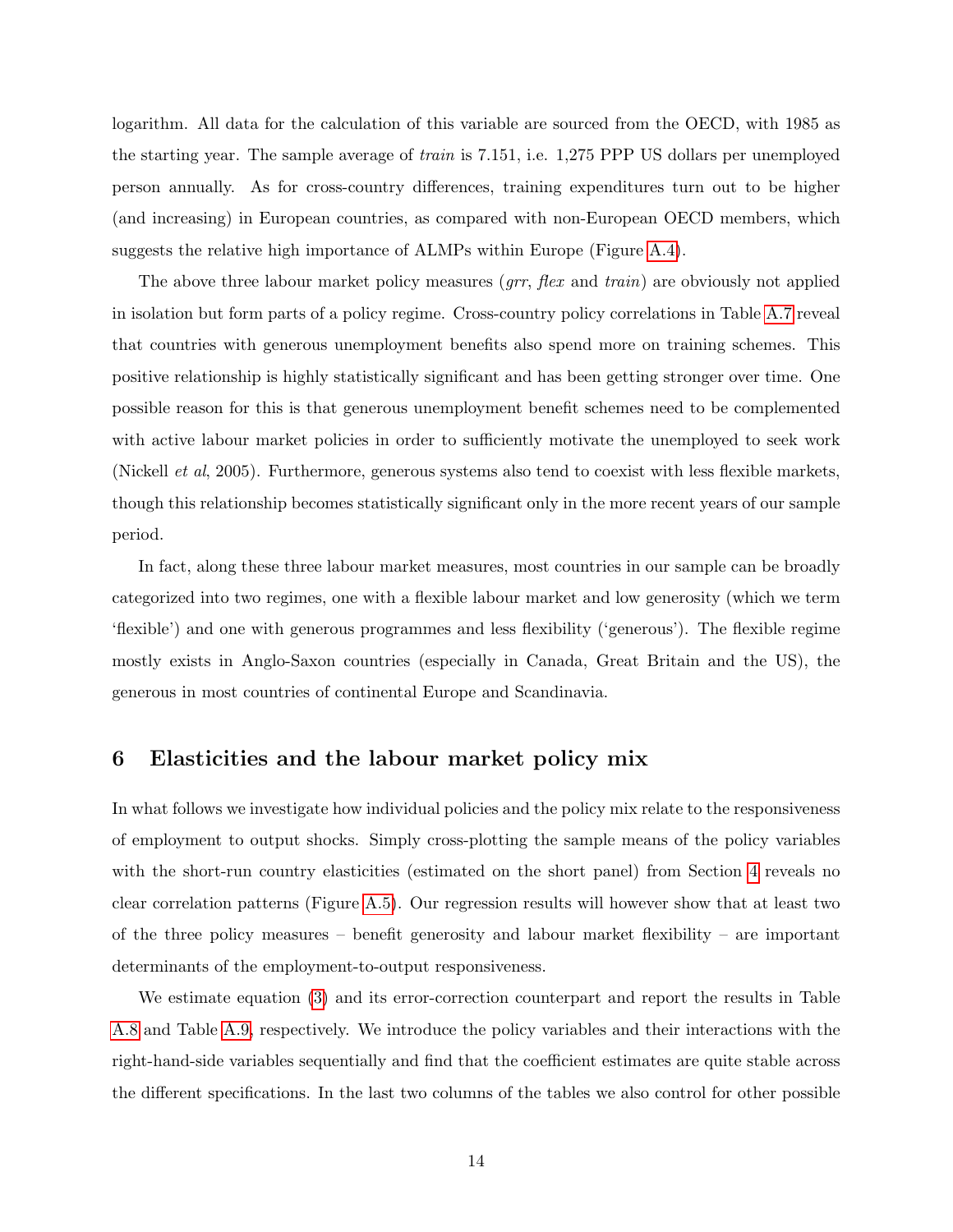logarithm. All data for the calculation of this variable are sourced from the OECD, with 1985 as the starting year. The sample average of *train* is 7.151, i.e. 1,275 PPP US dollars per unemployed person annually. As for cross-country differences, training expenditures turn out to be higher (and increasing) in European countries, as compared with non-European OECD members, which suggests the relative high importance of ALMPs within Europe (Figure A.4).

The above three labour market policy measures (*grr*, *flex* and *train*) are obviously not applied in isolation but form parts of a policy regime. Cross-country policy correlations in Table A.7 reveal that countries with generous unemployment benefits also spend more on training schemes. This positive relationship is highly statistically significant and has been getting stronger over time. One possible reason for this is that generous unemployment benefit schemes need to be complemented with active labour market policies in order to sufficiently motivate the unemployed to seek work (Nickell *et al*, 2005). Furthermore, generous systems also tend to coexist with less flexible markets, though this relationship becomes statistically significant only in the more recent years of our sample period.

In fact, along these three labour market measures, most countries in our sample can be broadly categorized into two regimes, one with a flexible labour market and low generosity (which we term 'flexible') and one with generous programmes and less flexibility ('generous'). The flexible regime mostly exists in Anglo-Saxon countries (especially in Canada, Great Britain and the US), the generous in most countries of continental Europe and Scandinavia.

## 6 Elasticities and the labour market policy mix

In what follows we investigate how individual policies and the policy mix relate to the responsiveness of employment to output shocks. Simply cross-plotting the sample means of the policy variables with the short-run country elasticities (estimated on the short panel) from Section 4 reveals no clear correlation patterns (Figure A.5). Our regression results will however show that at least two of the three policy measures – benefit generosity and labour market flexibility – are important determinants of the employment-to-output responsiveness.

We estimate equation (3) and its error-correction counterpart and report the results in Table A.8 and Table A.9, respectively. We introduce the policy variables and their interactions with the right-hand-side variables sequentially and find that the coefficient estimates are quite stable across the different specifications. In the last two columns of the tables we also control for other possible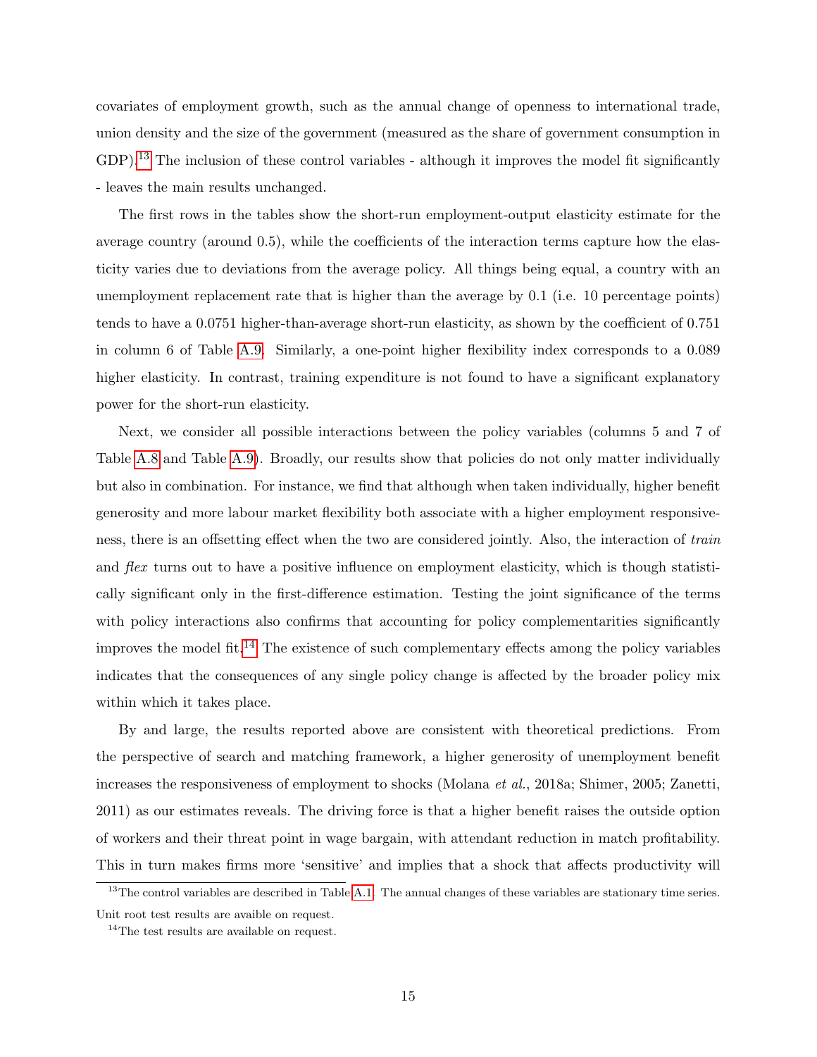covariates of employment growth, such as the annual change of openness to international trade, union density and the size of the government (measured as the share of government consumption in GDP).[13] The inclusion of these control variables - although it improves the model fit significantly - leaves the main results unchanged.

The first rows in the tables show the short-run employment-output elasticity estimate for the average country (around 0.5), while the coefficients of the interaction terms capture how the elasticity varies due to deviations from the average policy. All things being equal, a country with an unemployment replacement rate that is higher than the average by 0.1 (i.e. 10 percentage points) tends to have a 0.0751 higher-than-average short-run elasticity, as shown by the coefficient of 0.751 in column 6 of Table A.9. Similarly, a one-point higher flexibility index corresponds to a 0.089 higher elasticity. In contrast, training expenditure is not found to have a significant explanatory power for the short-run elasticity.

Next, we consider all possible interactions between the policy variables (columns 5 and 7 of Table A.8 and Table A.9). Broadly, our results show that policies do not only matter individually but also in combination. For instance, we find that although when taken individually, higher benefit generosity and more labour market flexibility both associate with a higher employment responsiveness, there is an offsetting effect when the two are considered jointly. Also, the interaction of *train* and *flex* turns out to have a positive influence on employment elasticity, which is though statistically significant only in the first-difference estimation. Testing the joint significance of the terms with policy interactions also confirms that accounting for policy complementarities significantly improves the model fit.[14] The existence of such complementary effects among the policy variables indicates that the consequences of any single policy change is affected by the broader policy mix within which it takes place.

By and large, the results reported above are consistent with theoretical predictions. From the perspective of search and matching framework, a higher generosity of unemployment benefit increases the responsiveness of employment to shocks (Molana *et al.*, 2018a; Shimer, 2005; Zanetti, 2011) as our estimates reveals. The driving force is that a higher benefit raises the outside option of workers and their threat point in wage bargain, with attendant reduction in match profitability. This in turn makes firms more 'sensitive' and implies that a shock that affects productivity will

[13] The control variables are described in Table A.1. The annual changes of these variables are stationary time series. Unit root test results are avaible on request.

[14] The test results are available on request.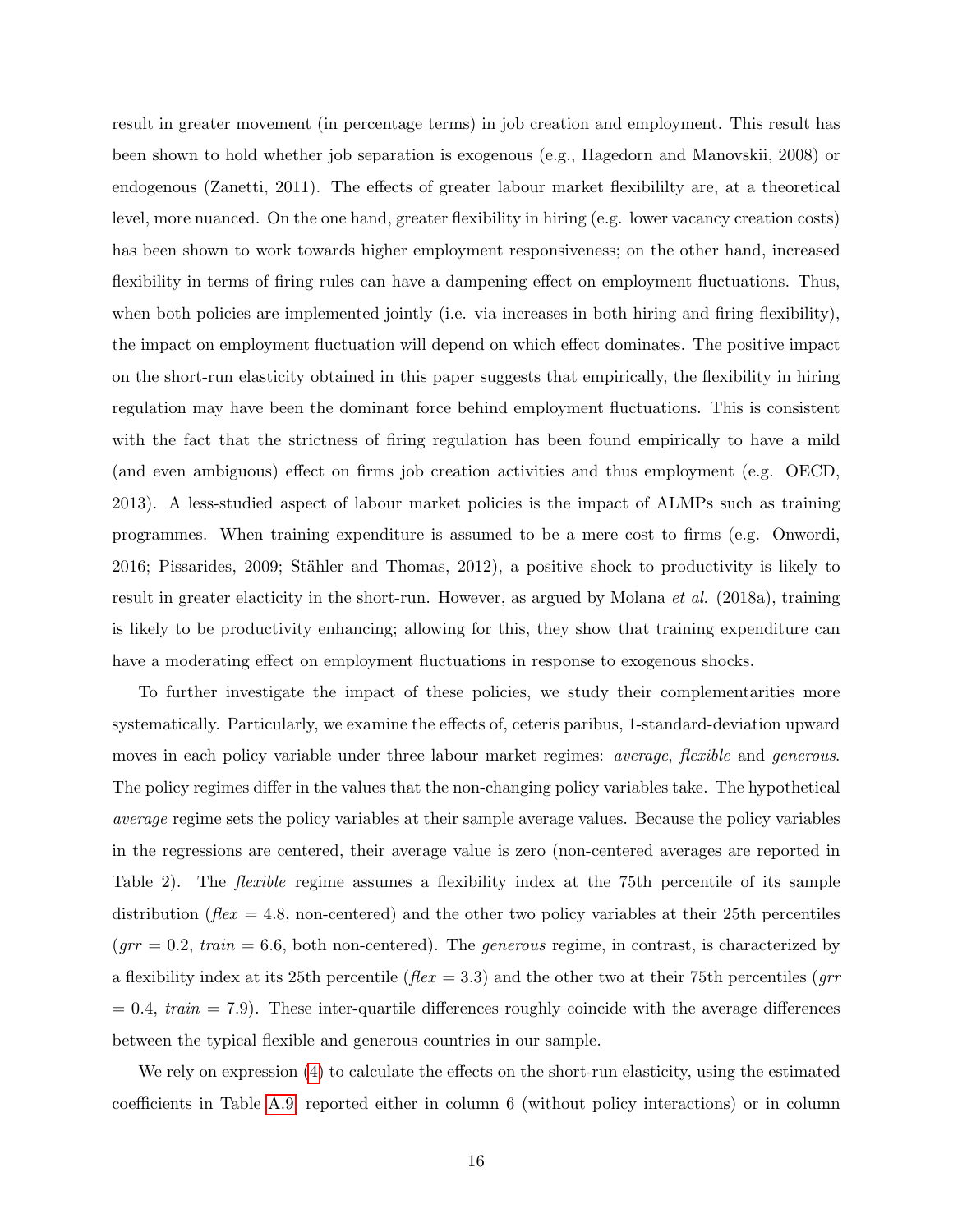result in greater movement (in percentage terms) in job creation and employment. This result has been shown to hold whether job separation is exogenous (e.g., Hagedorn and Manovskii, 2008) or endogenous (Zanetti, 2011). The effects of greater labour market flexibililty are, at a theoretical level, more nuanced. On the one hand, greater flexibility in hiring (e.g. lower vacancy creation costs) has been shown to work towards higher employment responsiveness; on the other hand, increased flexibility in terms of firing rules can have a dampening effect on employment fluctuations. Thus, when both policies are implemented jointly (i.e. via increases in both hiring and firing flexibility), the impact on employment fluctuation will depend on which effect dominates. The positive impact on the short-run elasticity obtained in this paper suggests that empirically, the flexibility in hiring regulation may have been the dominant force behind employment fluctuations. This is consistent with the fact that the strictness of firing regulation has been found empirically to have a mild (and even ambiguous) effect on firms job creation activities and thus employment (e.g. OECD, 2013). A less-studied aspect of labour market policies is the impact of ALMPs such as training programmes. When training expenditure is assumed to be a mere cost to firms (e.g. Onwordi, 2016; Pissarides, 2009; Stähler and Thomas, 2012), a positive shock to productivity is likely to result in greater elacticity in the short-run. However, as argued by Molana *et al.* (2018a), training is likely to be productivity enhancing; allowing for this, they show that training expenditure can have a moderating effect on employment fluctuations in response to exogenous shocks.

To further investigate the impact of these policies, we study their complementarities more systematically. Particularly, we examine the effects of, ceteris paribus, 1-standard-deviation upward moves in each policy variable under three labour market regimes: *average*, *flexible* and *generous*. The policy regimes differ in the values that the non-changing policy variables take. The hypothetical *average* regime sets the policy variables at their sample average values. Because the policy variables in the regressions are centered, their average value is zero (non-centered averages are reported in Table 2). The *flexible* regime assumes a flexibility index at the 75th percentile of its sample distribution (*flex* = 4.8, non-centered) and the other two policy variables at their 25th percentiles (*grr* = 0.2, *train* = 6.6, both non-centered). The *generous* regime, in contrast, is characterized by a flexibility index at its 25th percentile (*flex* = 3.3) and the other two at their 75th percentiles (*grr* = 0.4, *train* = 7.9). These inter-quartile differences roughly coincide with the average differences between the typical flexible and generous countries in our sample.

We rely on expression (4) to calculate the effects on the short-run elasticity, using the estimated coefficients in Table A.9, reported either in column 6 (without policy interactions) or in column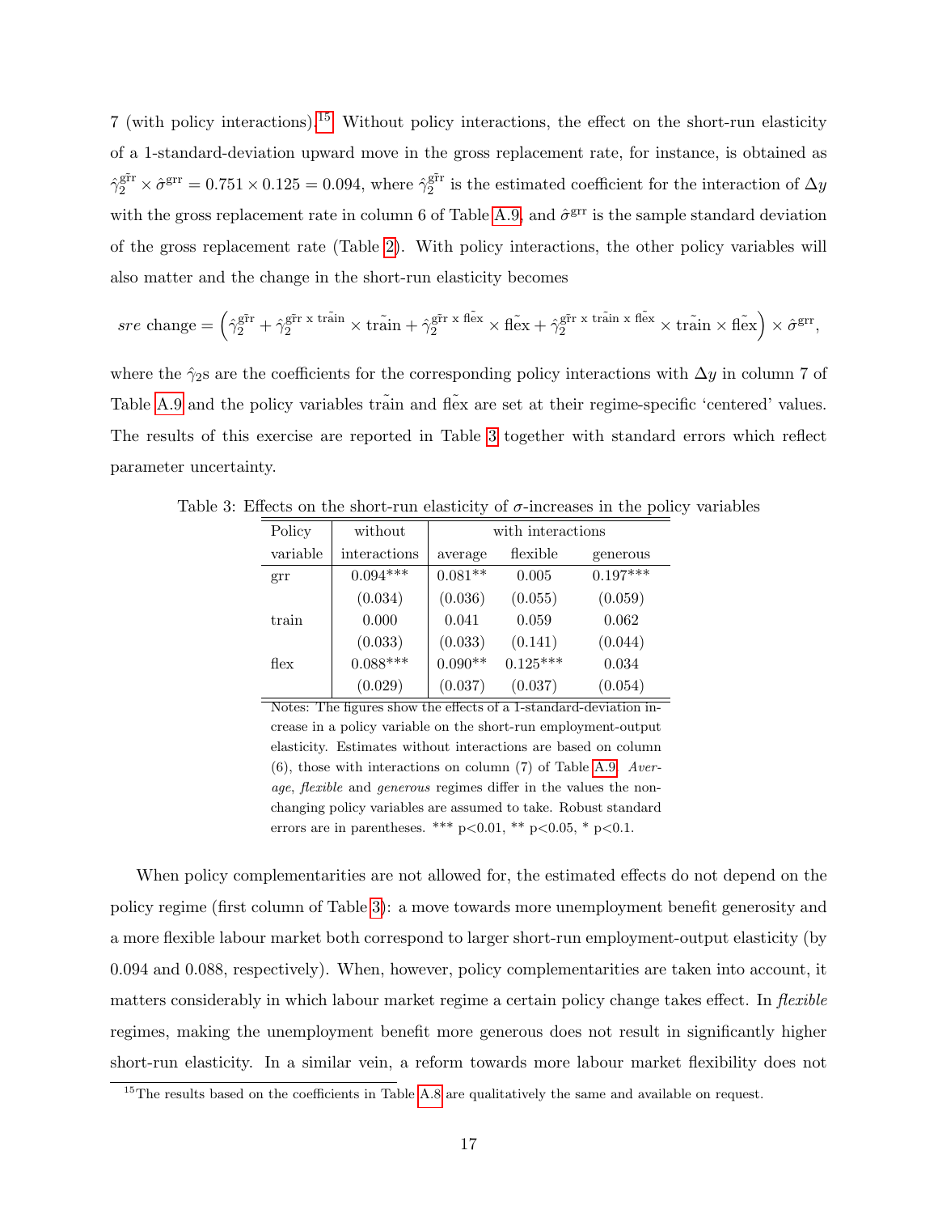7 (with policy interactions).[15] Without policy interactions, the effect on the short-run elasticity of a 1-standard-deviation upward move in the gross replacement rate, for instance, is obtained as $\hat{\gamma}_2^{\tilde{\text{grr}}} \times \hat{\sigma}^{\text{grr}} = 0.751 \times 0.125 = 0.094$, where $\hat{\gamma}_2^{\tilde{\text{grr}}}$ is the estimated coefficient for the interaction of $\Delta y$ with the gross replacement rate in column 6 of Table A.9, and $\hat{\sigma}^{\text{grr}}$ is the sample standard deviation of the gross replacement rate (Table 2). With policy interactions, the other policy variables will also matter and the change in the short-run elasticity becomes

$$sre \text{ change} = \left(\hat{\gamma}_2^{\tilde{\text{grr}}} + \hat{\gamma}_2^{\tilde{\text{grr}} \text{ x } \tilde{\text{train}}} \times \tilde{\text{train}} + \hat{\gamma}_2^{\tilde{\text{grr}} \text{ x } \tilde{\text{flex}}} \times \tilde{\text{flex}} + \hat{\gamma}_2^{\tilde{\text{grr}} \text{ x } \tilde{\text{train}} \text{ x } \tilde{\text{flex}}} \times \tilde{\text{train}} \times \tilde{\text{flex}}\right) \times \hat{\sigma}^{\text{grr}},$$

where the $\hat{\gamma}_2$s are the coefficients for the corresponding policy interactions with $\Delta y$ in column 7 of Table A.9 and the policy variables $\tilde{\text{train}}$ and $\tilde{\text{flex}}$ are set at their regime-specific 'centered' values. The results of this exercise are reported in Table 3 together with standard errors which reflect parameter uncertainty.

Table 3: Effects on the short-run elasticity of $\sigma$-increases in the policy variables

| Policy variable | without interactions | with interactions average | with interactions flexible | with interactions generous |
|---|---|---|---|---|
| grr | 0.094*** | 0.081** | 0.005 | 0.197*** |
| | (0.034) | (0.036) | (0.055) | (0.059) |
| train | 0.000 | 0.041 | 0.059 | 0.062 |
| | (0.033) | (0.033) | (0.141) | (0.044) |
| flex | 0.088*** | 0.090** | 0.125*** | 0.034 |
| | (0.029) | (0.037) | (0.037) | (0.054) |

Notes: The figures show the effects of a 1-standard-deviation increase in a policy variable on the short-run employment-output elasticity. Estimates without interactions are based on column (6), those with interactions on column (7) of Table A.9. *Average*, *flexible* and *generous* regimes differ in the values the non-changing policy variables are assumed to take. Robust standard errors are in parentheses. *** p<0.01, ** p<0.05, * p<0.1.

When policy complementarities are not allowed for, the estimated effects do not depend on the policy regime (first column of Table 3): a move towards more unemployment benefit generosity and a more flexible labour market both correspond to larger short-run employment-output elasticity (by 0.094 and 0.088, respectively). When, however, policy complementarities are taken into account, it matters considerably in which labour market regime a certain policy change takes effect. In *flexible* regimes, making the unemployment benefit more generous does not result in significantly higher short-run elasticity. In a similar vein, a reform towards more labour market flexibility does not

[15] The results based on the coefficients in Table A.8 are qualitatively the same and available on request.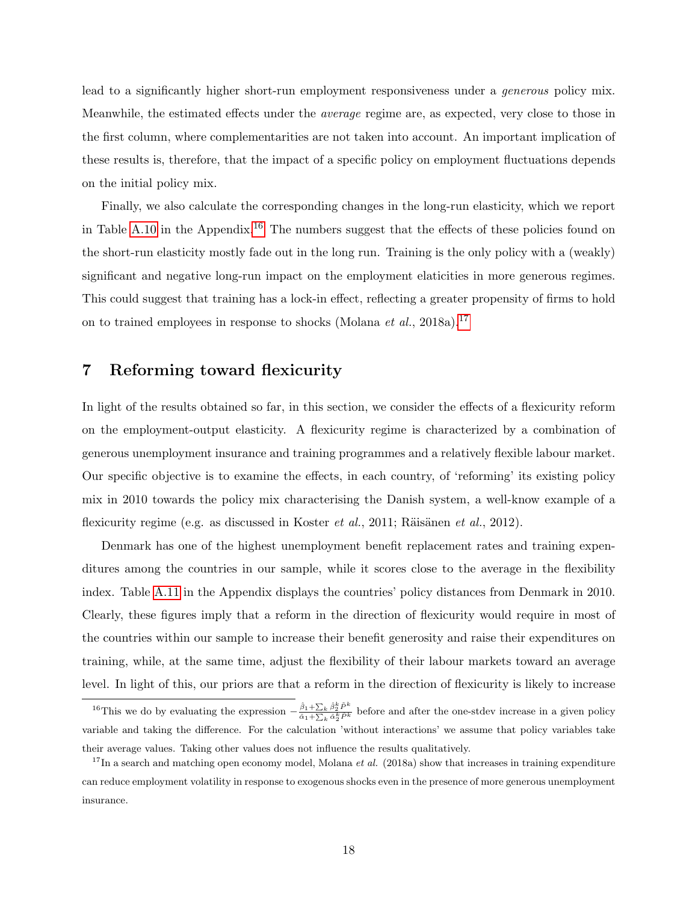lead to a significantly higher short-run employment responsiveness under a *generous* policy mix. Meanwhile, the estimated effects under the *average* regime are, as expected, very close to those in the first column, where complementarities are not taken into account. An important implication of these results is, therefore, that the impact of a specific policy on employment fluctuations depends on the initial policy mix.

Finally, we also calculate the corresponding changes in the long-run elasticity, which we report in Table A.10 in the Appendix.[16] The numbers suggest that the effects of these policies found on the short-run elasticity mostly fade out in the long run. Training is the only policy with a (weakly) significant and negative long-run impact on the employment elaticities in more generous regimes. This could suggest that training has a lock-in effect, reflecting a greater propensity of firms to hold on to trained employees in response to shocks (Molana *et al.*, 2018a).[17]

# 7 Reforming toward flexicurity

In light of the results obtained so far, in this section, we consider the effects of a flexicurity reform on the employment-output elasticity. A flexicurity regime is characterized by a combination of generous unemployment insurance and training programmes and a relatively flexible labour market. Our specific objective is to examine the effects, in each country, of 'reforming' its existing policy mix in 2010 towards the policy mix characterising the Danish system, a well-know example of a flexicurity regime (e.g. as discussed in Koster *et al.*, 2011; Räisänen *et al.*, 2012).

Denmark has one of the highest unemployment benefit replacement rates and training expenditures among the countries in our sample, while it scores close to the average in the flexibility index. Table A.11 in the Appendix displays the countries' policy distances from Denmark in 2010. Clearly, these figures imply that a reform in the direction of flexicurity would require in most of the countries within our sample to increase their benefit generosity and raise their expenditures on training, while, at the same time, adjust the flexibility of their labour markets toward an average level. In light of this, our priors are that a reform in the direction of flexicurity is likely to increase

---

[16] This we do by evaluating the expression $-\frac{\hat{\beta}_1+\sum_k \hat{\beta}_2^k \bar{P}^k}{\hat{\alpha}_1+\sum_k \hat{\alpha}_2^k \bar{P}^k}$ before and after the one-stdev increase in a given policy variable and taking the difference. For the calculation 'without interactions' we assume that policy variables take their average values. Taking other values does not influence the results qualitatively.

[17] In a search and matching open economy model, Molana *et al.* (2018a) show that increases in training expenditure can reduce employment volatility in response to exogenous shocks even in the presence of more generous unemployment insurance.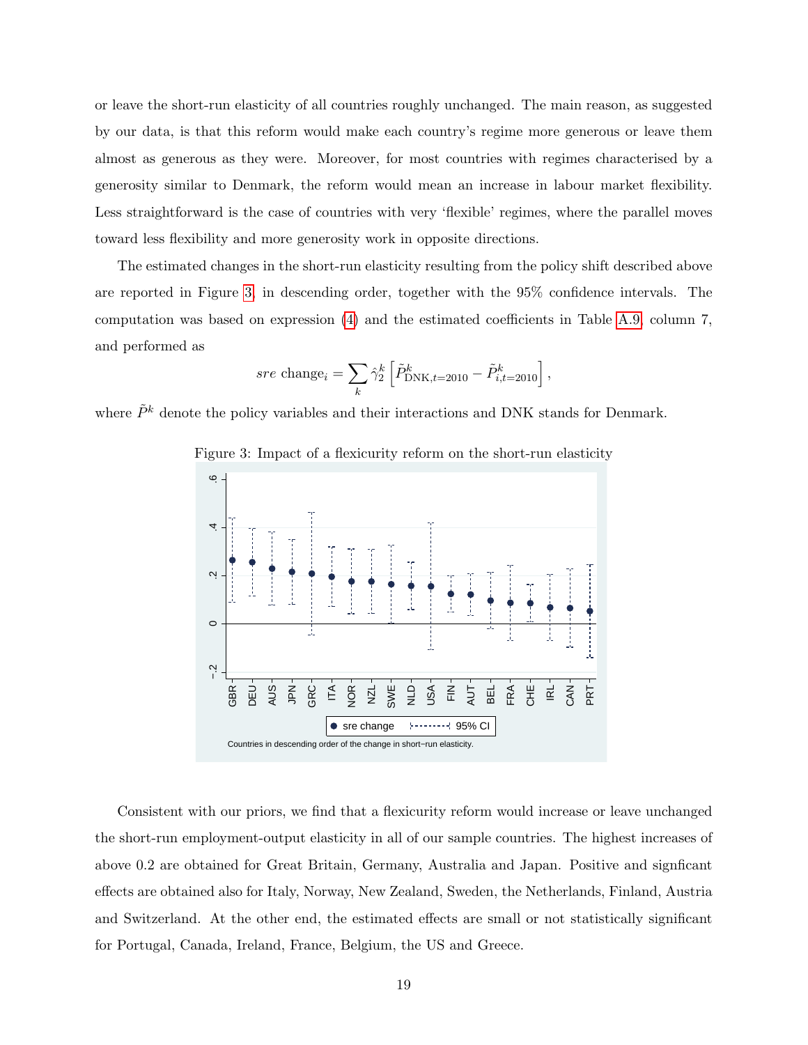or leave the short-run elasticity of all countries roughly unchanged. The main reason, as suggested by our data, is that this reform would make each country's regime more generous or leave them almost as generous as they were. Moreover, for most countries with regimes characterised by a generosity similar to Denmark, the reform would mean an increase in labour market flexibility. Less straightforward is the case of countries with very 'flexible' regimes, where the parallel moves toward less flexibility and more generosity work in opposite directions.

The estimated changes in the short-run elasticity resulting from the policy shift described above are reported in Figure 3, in descending order, together with the 95% confidence intervals. The computation was based on expression (4) and the estimated coefficients in Table A.9, column 7, and performed as

$$sre \text{ change}_i = \sum_k \hat{\gamma}_2^k \left[ \tilde{P}^k_{\text{DNK},t=2010} - \tilde{P}^k_{i,t=2010} \right],$$

where $\tilde{P}^k$ denote the policy variables and their interactions and DNK stands for Denmark.

Figure 3: Impact of a flexicurity reform on the short-run elasticity

Countries in descending order of the change in short-run elasticity.

Consistent with our priors, we find that a flexicurity reform would increase or leave unchanged the short-run employment-output elasticity in all of our sample countries. The highest increases of above 0.2 are obtained for Great Britain, Germany, Australia and Japan. Positive and signficant effects are obtained also for Italy, Norway, New Zealand, Sweden, the Netherlands, Finland, Austria and Switzerland. At the other end, the estimated effects are small or not statistically significant for Portugal, Canada, Ireland, France, Belgium, the US and Greece.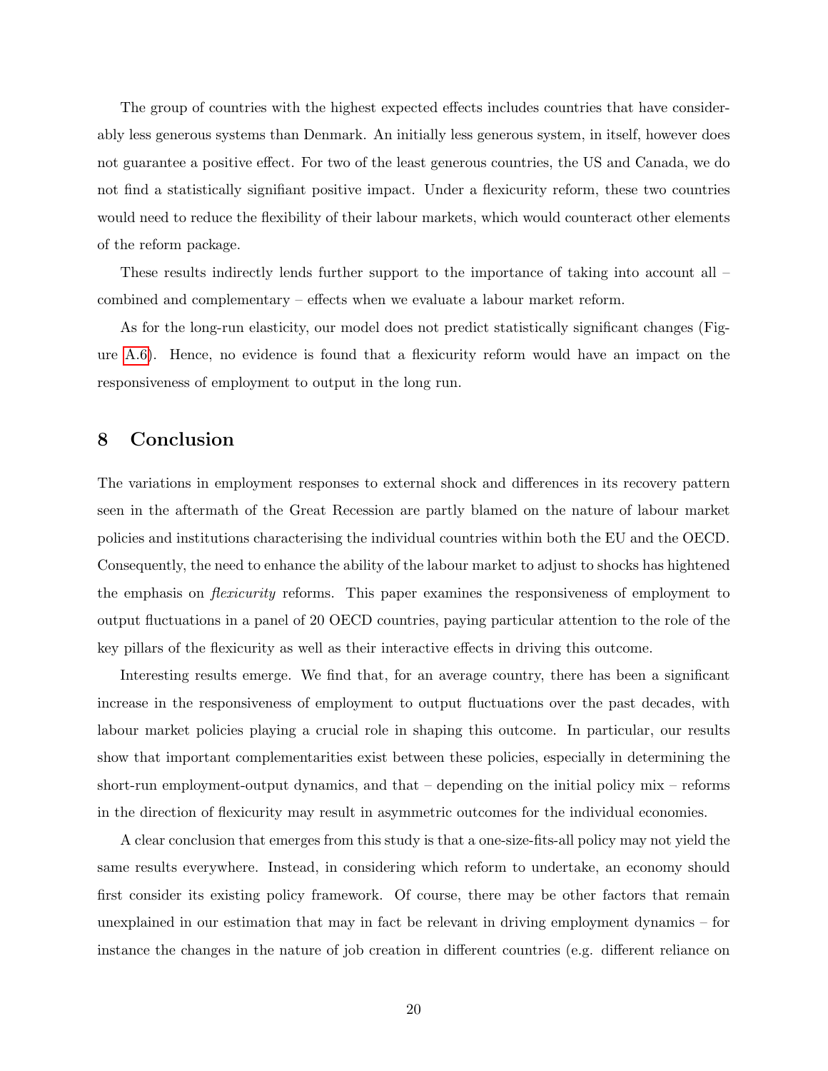The group of countries with the highest expected effects includes countries that have considerably less generous systems than Denmark. An initially less generous system, in itself, however does not guarantee a positive effect. For two of the least generous countries, the US and Canada, we do not find a statistically signifiant positive impact. Under a flexicurity reform, these two countries would need to reduce the flexibility of their labour markets, which would counteract other elements of the reform package.

These results indirectly lends further support to the importance of taking into account all – combined and complementary – effects when we evaluate a labour market reform.

As for the long-run elasticity, our model does not predict statistically significant changes (Figure A.6). Hence, no evidence is found that a flexicurity reform would have an impact on the responsiveness of employment to output in the long run.

# 8 Conclusion

The variations in employment responses to external shock and differences in its recovery pattern seen in the aftermath of the Great Recession are partly blamed on the nature of labour market policies and institutions characterising the individual countries within both the EU and the OECD. Consequently, the need to enhance the ability of the labour market to adjust to shocks has hightened the emphasis on *flexicurity* reforms. This paper examines the responsiveness of employment to output fluctuations in a panel of 20 OECD countries, paying particular attention to the role of the key pillars of the flexicurity as well as their interactive effects in driving this outcome.

Interesting results emerge. We find that, for an average country, there has been a significant increase in the responsiveness of employment to output fluctuations over the past decades, with labour market policies playing a crucial role in shaping this outcome. In particular, our results show that important complementarities exist between these policies, especially in determining the short-run employment-output dynamics, and that – depending on the initial policy mix – reforms in the direction of flexicurity may result in asymmetric outcomes for the individual economies.

A clear conclusion that emerges from this study is that a one-size-fits-all policy may not yield the same results everywhere. Instead, in considering which reform to undertake, an economy should first consider its existing policy framework. Of course, there may be other factors that remain unexplained in our estimation that may in fact be relevant in driving employment dynamics – for instance the changes in the nature of job creation in different countries (e.g. different reliance on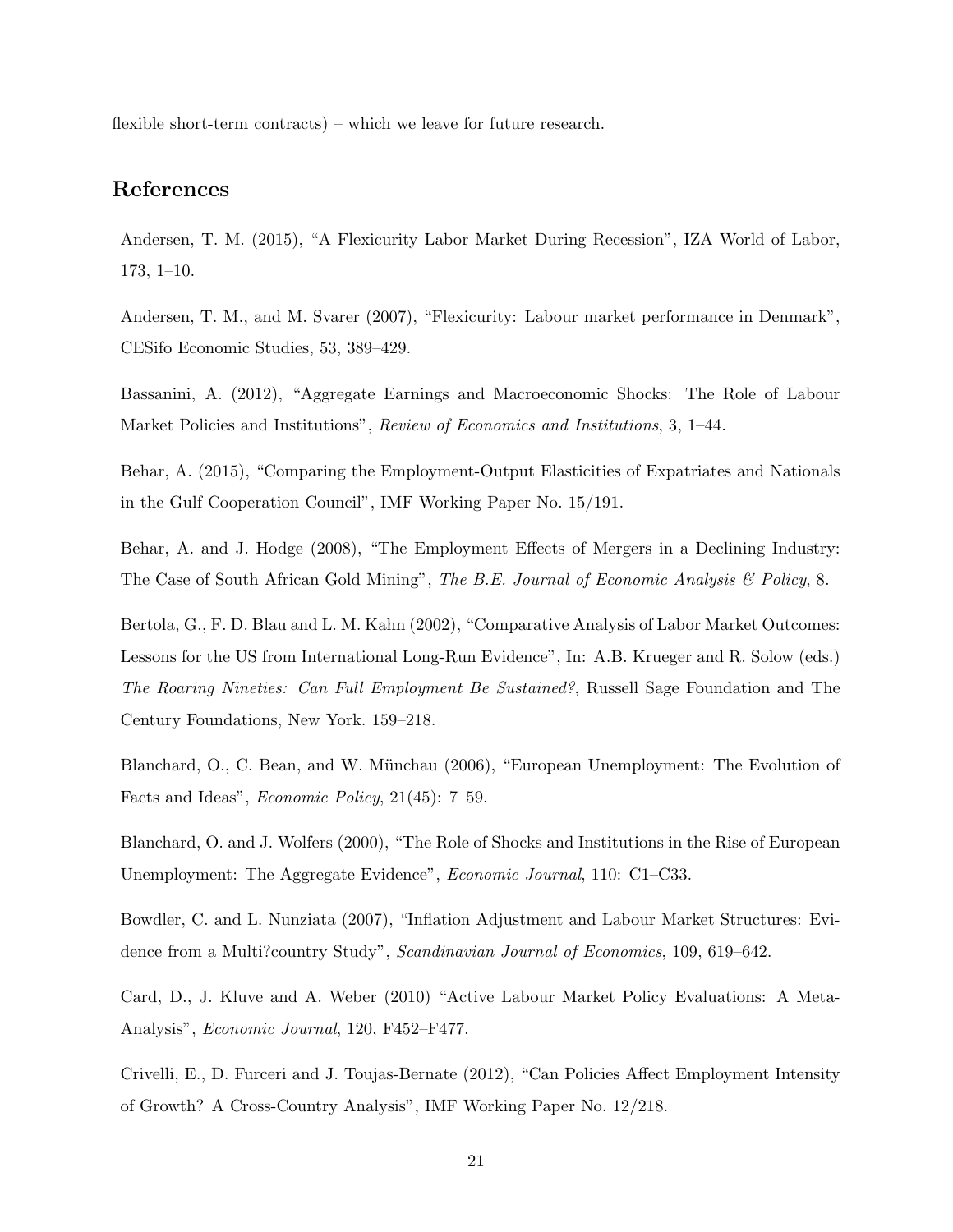flexible short-term contracts) – which we leave for future research.

## References

Andersen, T. M. (2015), "A Flexicurity Labor Market During Recession", IZA World of Labor, 173, 1–10.

Andersen, T. M., and M. Svarer (2007), "Flexicurity: Labour market performance in Denmark", CESifo Economic Studies, 53, 389–429.

Bassanini, A. (2012), "Aggregate Earnings and Macroeconomic Shocks: The Role of Labour Market Policies and Institutions", *Review of Economics and Institutions*, 3, 1–44.

Behar, A. (2015), "Comparing the Employment-Output Elasticities of Expatriates and Nationals in the Gulf Cooperation Council", IMF Working Paper No. 15/191.

Behar, A. and J. Hodge (2008), "The Employment Effects of Mergers in a Declining Industry: The Case of South African Gold Mining", *The B.E. Journal of Economic Analysis & Policy*, 8.

Bertola, G., F. D. Blau and L. M. Kahn (2002), "Comparative Analysis of Labor Market Outcomes: Lessons for the US from International Long-Run Evidence", In: A.B. Krueger and R. Solow (eds.) *The Roaring Nineties: Can Full Employment Be Sustained?*, Russell Sage Foundation and The Century Foundations, New York. 159–218.

Blanchard, O., C. Bean, and W. Münchau (2006), "European Unemployment: The Evolution of Facts and Ideas", *Economic Policy*, 21(45): 7–59.

Blanchard, O. and J. Wolfers (2000), "The Role of Shocks and Institutions in the Rise of European Unemployment: The Aggregate Evidence", *Economic Journal*, 110: C1–C33.

Bowdler, C. and L. Nunziata (2007), "Inflation Adjustment and Labour Market Structures: Evidence from a Multi?country Study", *Scandinavian Journal of Economics*, 109, 619–642.

Card, D., J. Kluve and A. Weber (2010) "Active Labour Market Policy Evaluations: A Meta-Analysis", *Economic Journal*, 120, F452–F477.

Crivelli, E., D. Furceri and J. Toujas-Bernate (2012), "Can Policies Affect Employment Intensity of Growth? A Cross-Country Analysis", IMF Working Paper No. 12/218.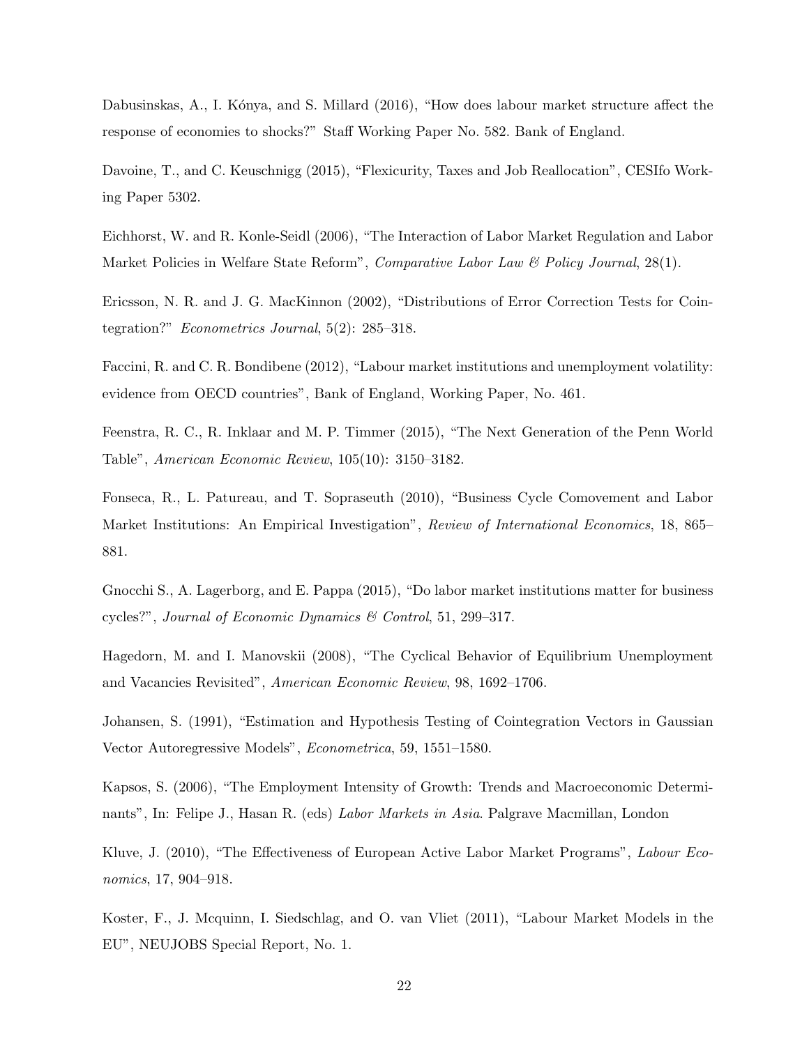Dabusinskas, A., I. Kónya, and S. Millard (2016), "How does labour market structure affect the response of economies to shocks?" Staff Working Paper No. 582. Bank of England.

Davoine, T., and C. Keuschnigg (2015), "Flexicurity, Taxes and Job Reallocation", CESIfo Working Paper 5302.

Eichhorst, W. and R. Konle-Seidl (2006), "The Interaction of Labor Market Regulation and Labor Market Policies in Welfare State Reform", *Comparative Labor Law & Policy Journal*, 28(1).

Ericsson, N. R. and J. G. MacKinnon (2002), "Distributions of Error Correction Tests for Cointegration?" *Econometrics Journal*, 5(2): 285–318.

Faccini, R. and C. R. Bondibene (2012), "Labour market institutions and unemployment volatility: evidence from OECD countries", Bank of England, Working Paper, No. 461.

Feenstra, R. C., R. Inklaar and M. P. Timmer (2015), "The Next Generation of the Penn World Table", *American Economic Review*, 105(10): 3150–3182.

Fonseca, R., L. Patureau, and T. Sopraseuth (2010), "Business Cycle Comovement and Labor Market Institutions: An Empirical Investigation", *Review of International Economics*, 18, 865–881.

Gnocchi S., A. Lagerborg, and E. Pappa (2015), "Do labor market institutions matter for business cycles?", *Journal of Economic Dynamics & Control*, 51, 299–317.

Hagedorn, M. and I. Manovskii (2008), "The Cyclical Behavior of Equilibrium Unemployment and Vacancies Revisited", *American Economic Review*, 98, 1692–1706.

Johansen, S. (1991), "Estimation and Hypothesis Testing of Cointegration Vectors in Gaussian Vector Autoregressive Models", *Econometrica*, 59, 1551–1580.

Kapsos, S. (2006), "The Employment Intensity of Growth: Trends and Macroeconomic Determinants", In: Felipe J., Hasan R. (eds) *Labor Markets in Asia*. Palgrave Macmillan, London

Kluve, J. (2010), "The Effectiveness of European Active Labor Market Programs", *Labour Economics*, 17, 904–918.

Koster, F., J. Mcquinn, I. Siedschlag, and O. van Vliet (2011), "Labour Market Models in the EU", NEUJOBS Special Report, No. 1.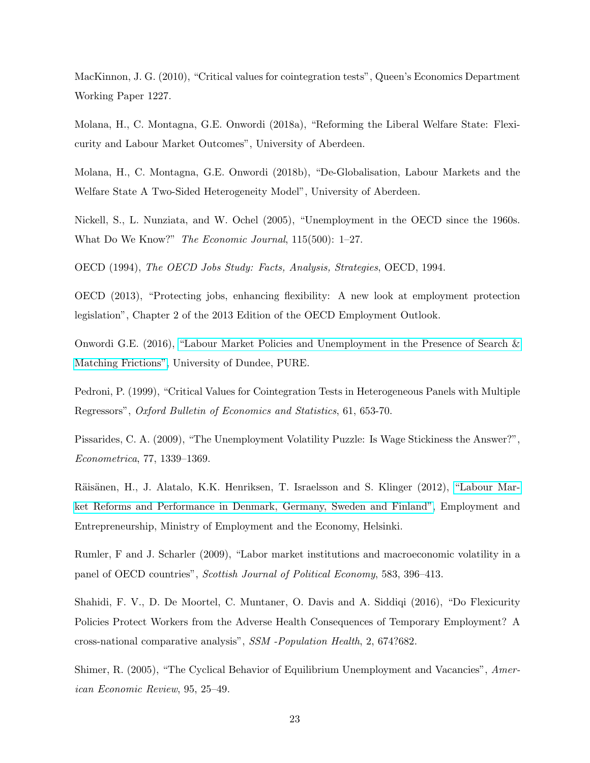MacKinnon, J. G. (2010), "Critical values for cointegration tests", Queen's Economics Department Working Paper 1227.

Molana, H., C. Montagna, G.E. Onwordi (2018a), "Reforming the Liberal Welfare State: Flexicurity and Labour Market Outcomes", University of Aberdeen.

Molana, H., C. Montagna, G.E. Onwordi (2018b), "De-Globalisation, Labour Markets and the Welfare State A Two-Sided Heterogeneity Model", University of Aberdeen.

Nickell, S., L. Nunziata, and W. Ochel (2005), "Unemployment in the OECD since the 1960s. What Do We Know?" *The Economic Journal*, 115(500): 1–27.

OECD (1994), *The OECD Jobs Study: Facts, Analysis, Strategies*, OECD, 1994.

OECD (2013), "Protecting jobs, enhancing flexibility: A new look at employment protection legislation", Chapter 2 of the 2013 Edition of the OECD Employment Outlook.

Onwordi G.E. (2016), "Labour Market Policies and Unemployment in the Presence of Search & Matching Frictions", University of Dundee, PURE.

Pedroni, P. (1999), "Critical Values for Cointegration Tests in Heterogeneous Panels with Multiple Regressors", *Oxford Bulletin of Economics and Statistics*, 61, 653-70.

Pissarides, C. A. (2009), "The Unemployment Volatility Puzzle: Is Wage Stickiness the Answer?", *Econometrica*, 77, 1339–1369.

Räisänen, H., J. Alatalo, K.K. Henriksen, T. Israelsson and S. Klinger (2012), "Labour Market Reforms and Performance in Denmark, Germany, Sweden and Finland", Employment and Entrepreneurship, Ministry of Employment and the Economy, Helsinki.

Rumler, F and J. Scharler (2009), "Labor market institutions and macroeconomic volatility in a panel of OECD countries", *Scottish Journal of Political Economy*, 583, 396–413.

Shahidi, F. V., D. De Moortel, C. Muntaner, O. Davis and A. Siddiqi (2016), "Do Flexicurity Policies Protect Workers from the Adverse Health Consequences of Temporary Employment? A cross-national comparative analysis", *SSM -Population Health*, 2, 674?682.

Shimer, R. (2005), "The Cyclical Behavior of Equilibrium Unemployment and Vacancies", *American Economic Review*, 95, 25–49.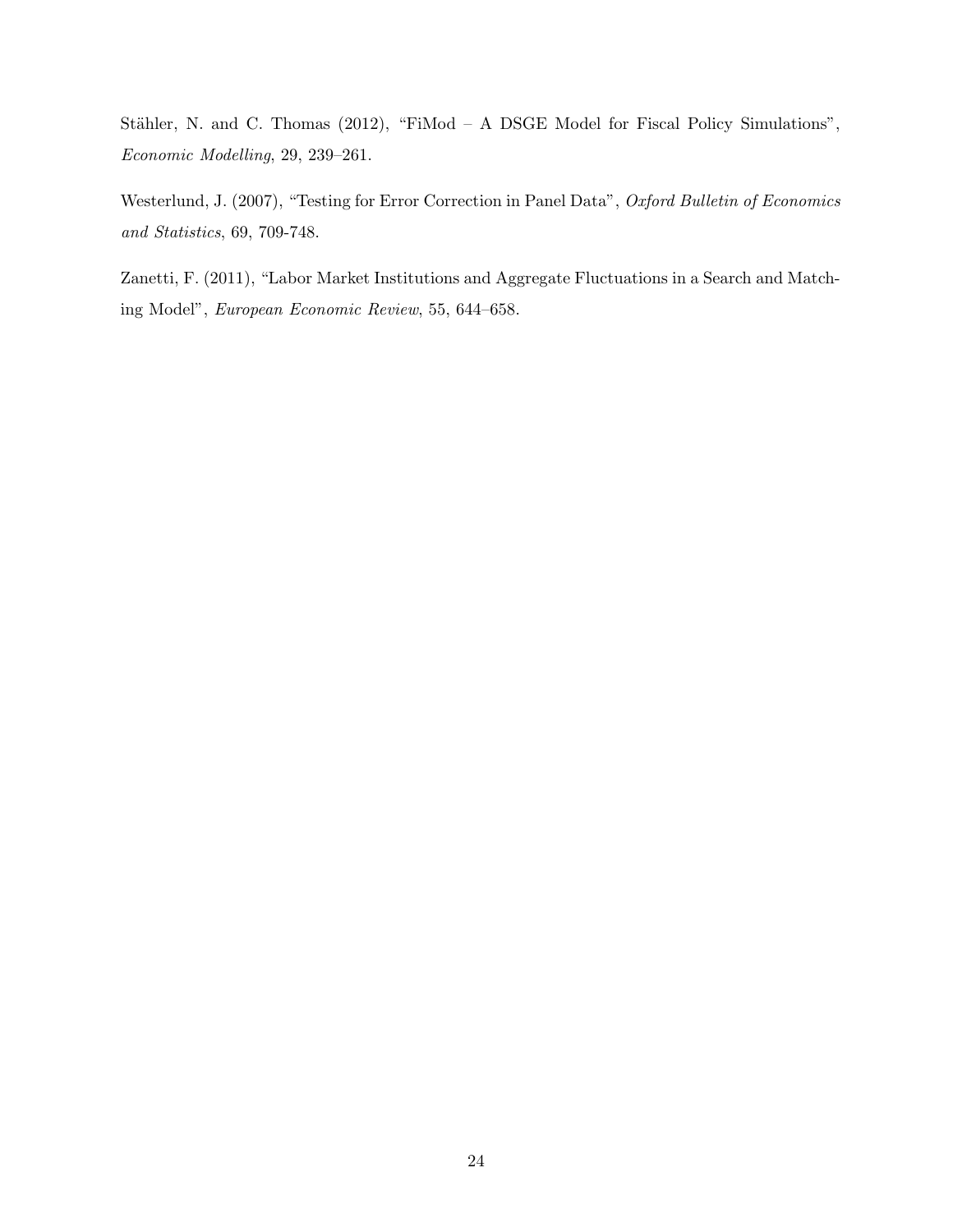Stähler, N. and C. Thomas (2012), "FiMod – A DSGE Model for Fiscal Policy Simulations", *Economic Modelling*, 29, 239–261.

Westerlund, J. (2007), "Testing for Error Correction in Panel Data", *Oxford Bulletin of Economics and Statistics*, 69, 709-748.

Zanetti, F. (2011), "Labor Market Institutions and Aggregate Fluctuations in a Search and Matching Model", *European Economic Review*, 55, 644–658.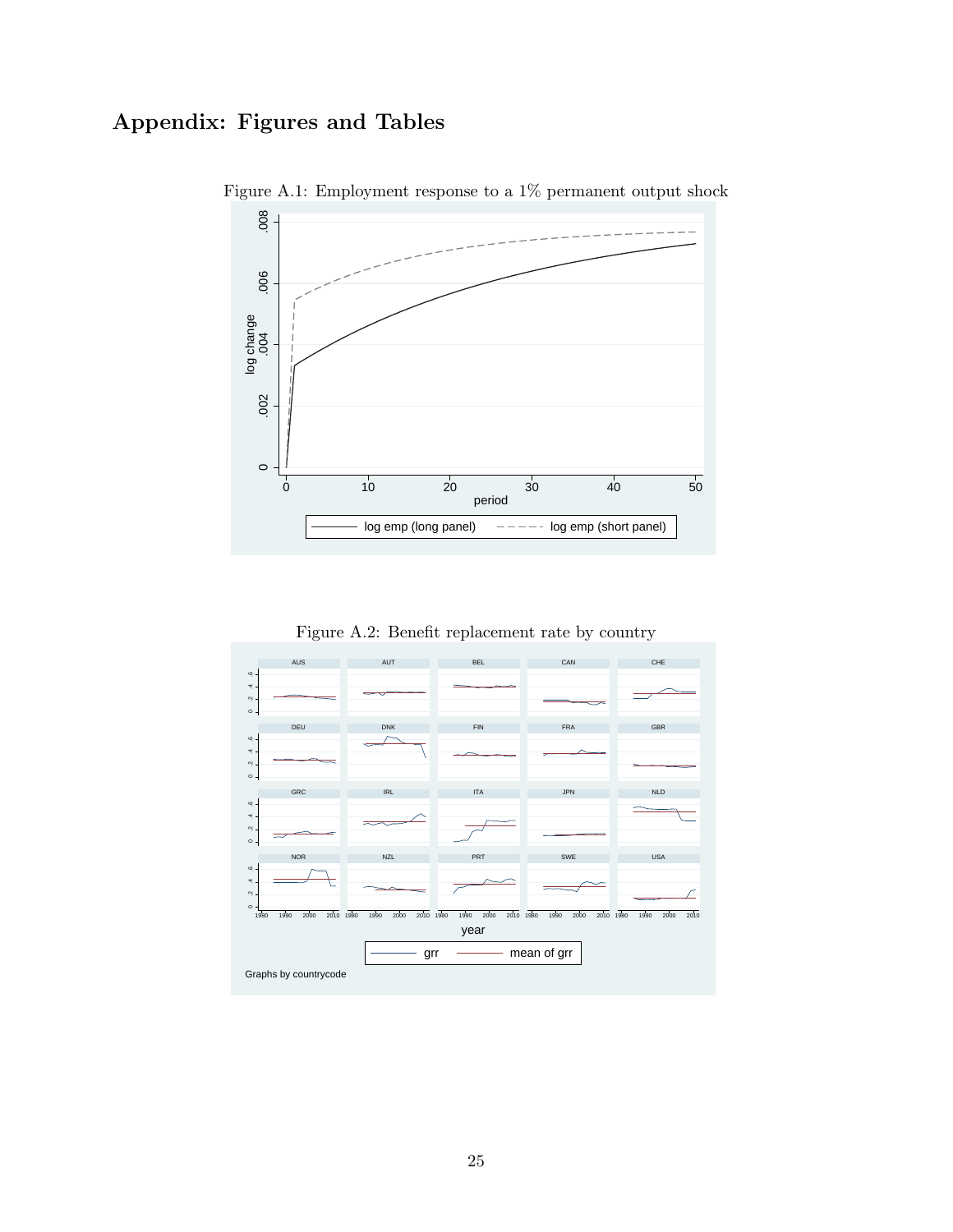# Appendix: Figures and Tables

Figure A.1: Employment response to a 1% permanent output shock

Figure A.2: Benefit replacement rate by country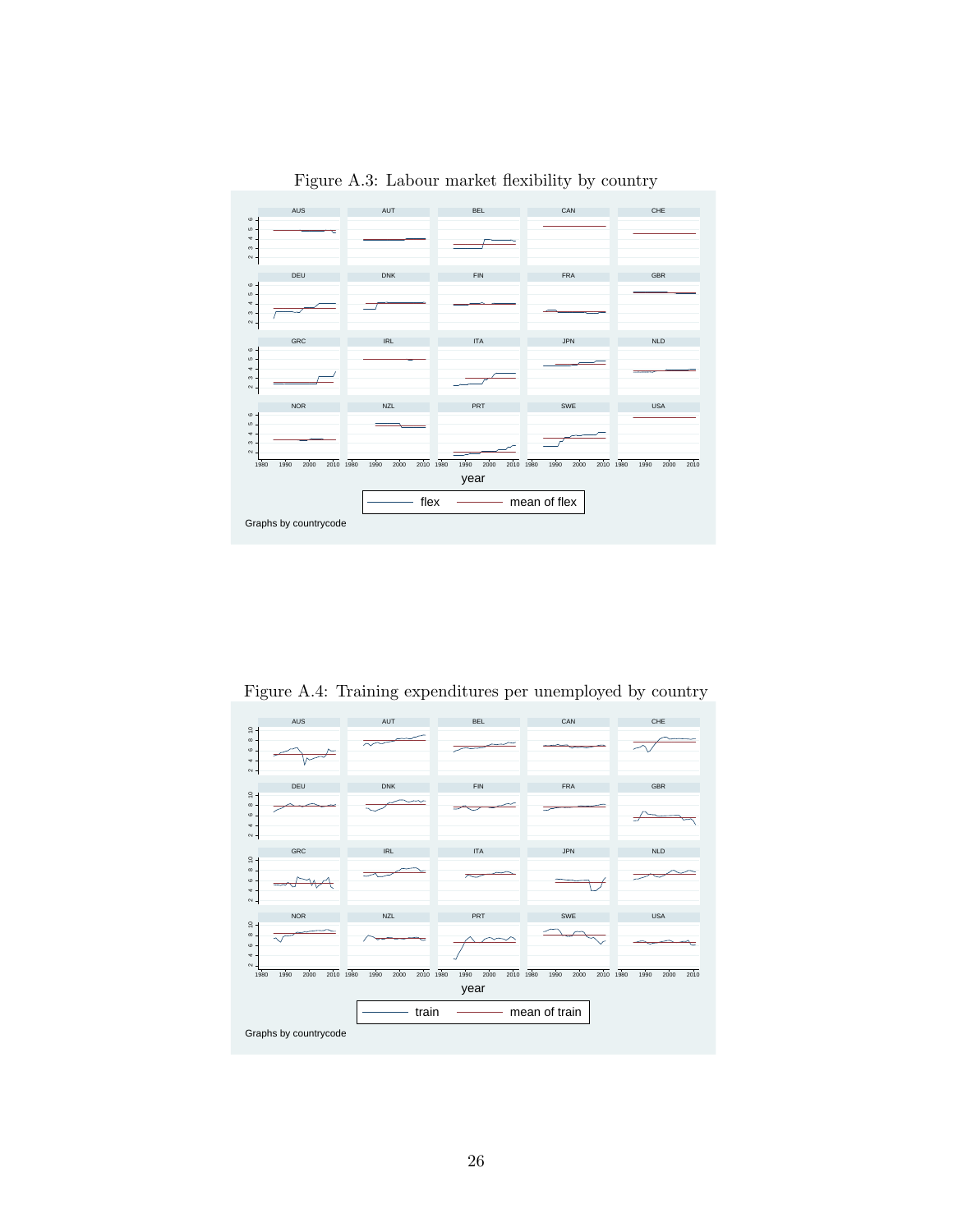Figure A.3: Labour market flexibility by country

Figure A.4: Training expenditures per unemployed by country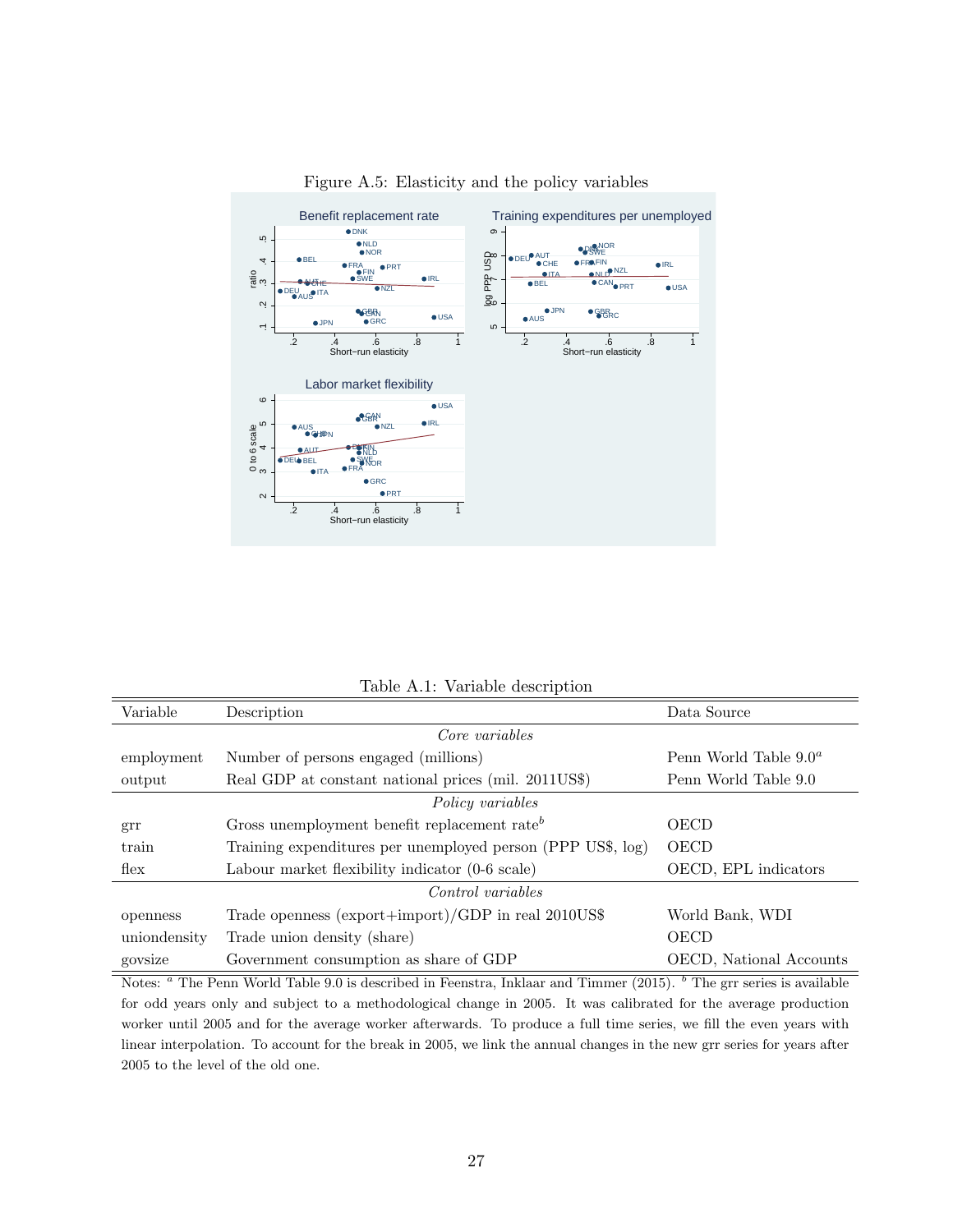Figure A.5: Elasticity and the policy variables

Table A.1: Variable description

| Variable | Description | Data Source |
|---|---|---|
| | *Core variables* | |
| employment | Number of persons engaged (millions) | Penn World Table 9.0[a] |
| output | Real GDP at constant national prices (mil. 2011US$) | Penn World Table 9.0 |
| | *Policy variables* | |
| grr | Gross unemployment benefit replacement rate[b] | OECD |
| train | Training expenditures per unemployed person (PPP US$, log) | OECD |
| flex | Labour market flexibility indicator (0-6 scale) | OECD, EPL indicators |
| | *Control variables* | |
| openness | Trade openness (export+import)/GDP in real 2010US$ | World Bank, WDI |
| uniondensity | Trade union density (share) | OECD |
| govsize | Government consumption as share of GDP | OECD, National Accounts |

Notes: [a] The Penn World Table 9.0 is described in Feenstra, Inklaar and Timmer (2015). [b] The grr series is available for odd years only and subject to a methodological change in 2005. It was calibrated for the average production worker until 2005 and for the average worker afterwards. To produce a full time series, we fill the even years with linear interpolation. To account for the break in 2005, we link the annual changes in the new grr series for years after 2005 to the level of the old one.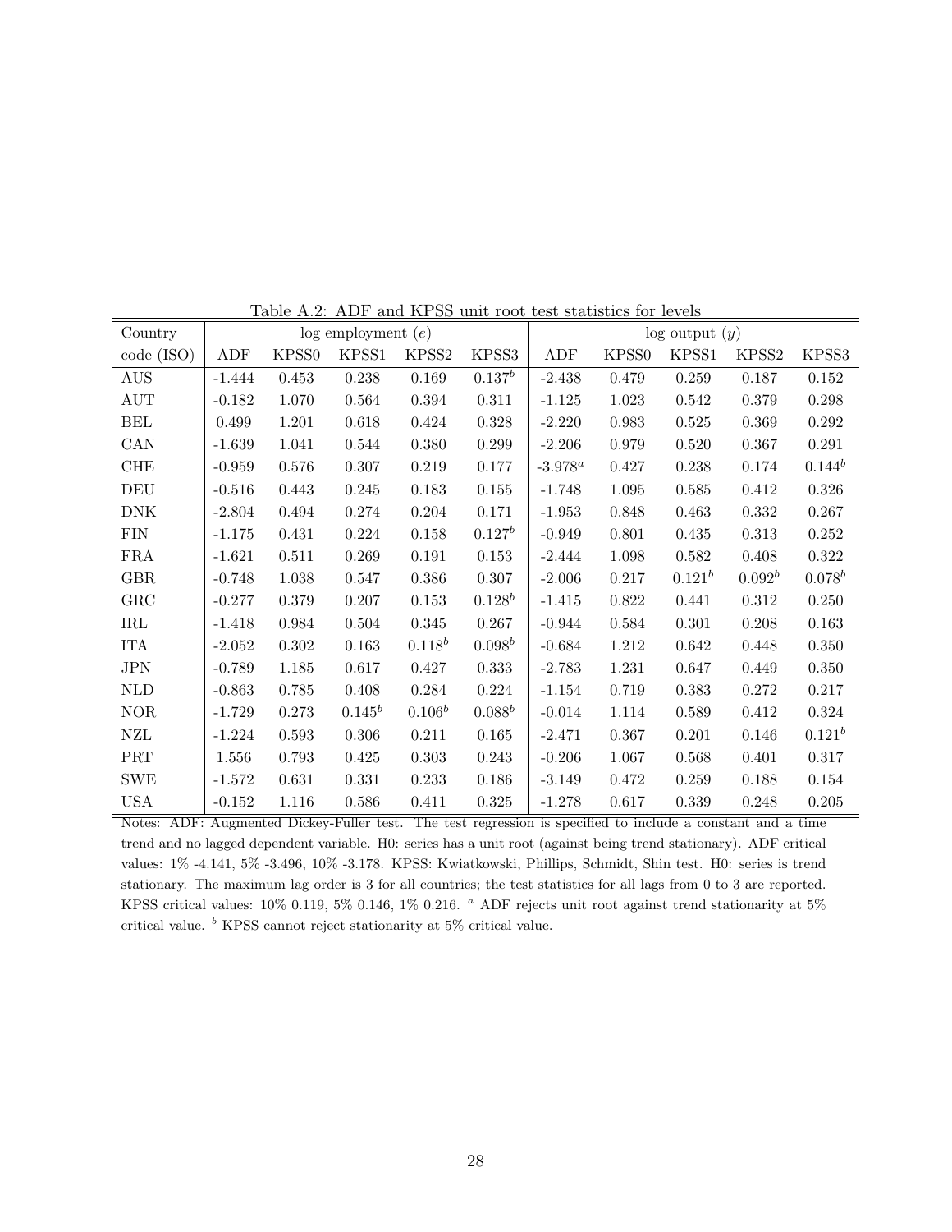Table A.2: ADF and KPSS unit root test statistics for levels

| Country | log employment ($e$) | | | | | log output ($y$) | | | | |
|---|---|---|---|---|---|---|---|---|---|---|
| code (ISO) | ADF | KPSS0 | KPSS1 | KPSS2 | KPSS3 | ADF | KPSS0 | KPSS1 | KPSS2 | KPSS3 |
| AUS | -1.444 | 0.453 | 0.238 | 0.169 | $0.137^b$ | -2.438 | 0.479 | 0.259 | 0.187 | 0.152 |
| AUT | -0.182 | 1.070 | 0.564 | 0.394 | 0.311 | -1.125 | 1.023 | 0.542 | 0.379 | 0.298 |
| BEL | 0.499 | 1.201 | 0.618 | 0.424 | 0.328 | -2.220 | 0.983 | 0.525 | 0.369 | 0.292 |
| CAN | -1.639 | 1.041 | 0.544 | 0.380 | 0.299 | -2.206 | 0.979 | 0.520 | 0.367 | 0.291 |
| CHE | -0.959 | 0.576 | 0.307 | 0.219 | 0.177 | $-3.978^a$ | 0.427 | 0.238 | 0.174 | $0.144^b$ |
| DEU | -0.516 | 0.443 | 0.245 | 0.183 | 0.155 | -1.748 | 1.095 | 0.585 | 0.412 | 0.326 |
| DNK | -2.804 | 0.494 | 0.274 | 0.204 | 0.171 | -1.953 | 0.848 | 0.463 | 0.332 | 0.267 |
| FIN | -1.175 | 0.431 | 0.224 | 0.158 | $0.127^b$ | -0.949 | 0.801 | 0.435 | 0.313 | 0.252 |
| FRA | -1.621 | 0.511 | 0.269 | 0.191 | 0.153 | -2.444 | 1.098 | 0.582 | 0.408 | 0.322 |
| GBR | -0.748 | 1.038 | 0.547 | 0.386 | 0.307 | -2.006 | 0.217 | $0.121^b$ | $0.092^b$ | $0.078^b$ |
| GRC | -0.277 | 0.379 | 0.207 | 0.153 | $0.128^b$ | -1.415 | 0.822 | 0.441 | 0.312 | 0.250 |
| IRL | -1.418 | 0.984 | 0.504 | 0.345 | 0.267 | -0.944 | 0.584 | 0.301 | 0.208 | 0.163 |
| ITA | -2.052 | 0.302 | 0.163 | $0.118^b$ | $0.098^b$ | -0.684 | 1.212 | 0.642 | 0.448 | 0.350 |
| JPN | -0.789 | 1.185 | 0.617 | 0.427 | 0.333 | -2.783 | 1.231 | 0.647 | 0.449 | 0.350 |
| NLD | -0.863 | 0.785 | 0.408 | 0.284 | 0.224 | -1.154 | 0.719 | 0.383 | 0.272 | 0.217 |
| NOR | -1.729 | 0.273 | $0.145^b$ | $0.106^b$ | $0.088^b$ | -0.014 | 1.114 | 0.589 | 0.412 | 0.324 |
| NZL | -1.224 | 0.593 | 0.306 | 0.211 | 0.165 | -2.471 | 0.367 | 0.201 | 0.146 | $0.121^b$ |
| PRT | 1.556 | 0.793 | 0.425 | 0.303 | 0.243 | -0.206 | 1.067 | 0.568 | 0.401 | 0.317 |
| SWE | -1.572 | 0.631 | 0.331 | 0.233 | 0.186 | -3.149 | 0.472 | 0.259 | 0.188 | 0.154 |
| USA | -0.152 | 1.116 | 0.586 | 0.411 | 0.325 | -1.278 | 0.617 | 0.339 | 0.248 | 0.205 |

Notes: ADF: Augmented Dickey-Fuller test. The test regression is specified to include a constant and a time trend and no lagged dependent variable. H0: series has a unit root (against being trend stationary). ADF critical values: 1% -4.141, 5% -3.496, 10% -3.178. KPSS: Kwiatkowski, Phillips, Schmidt, Shin test. H0: series is trend stationary. The maximum lag order is 3 for all countries; the test statistics for all lags from 0 to 3 are reported. KPSS critical values: 10% 0.119, 5% 0.146, 1% 0.216. [a] ADF rejects unit root against trend stationarity at 5% critical value. [b] KPSS cannot reject stationarity at 5% critical value.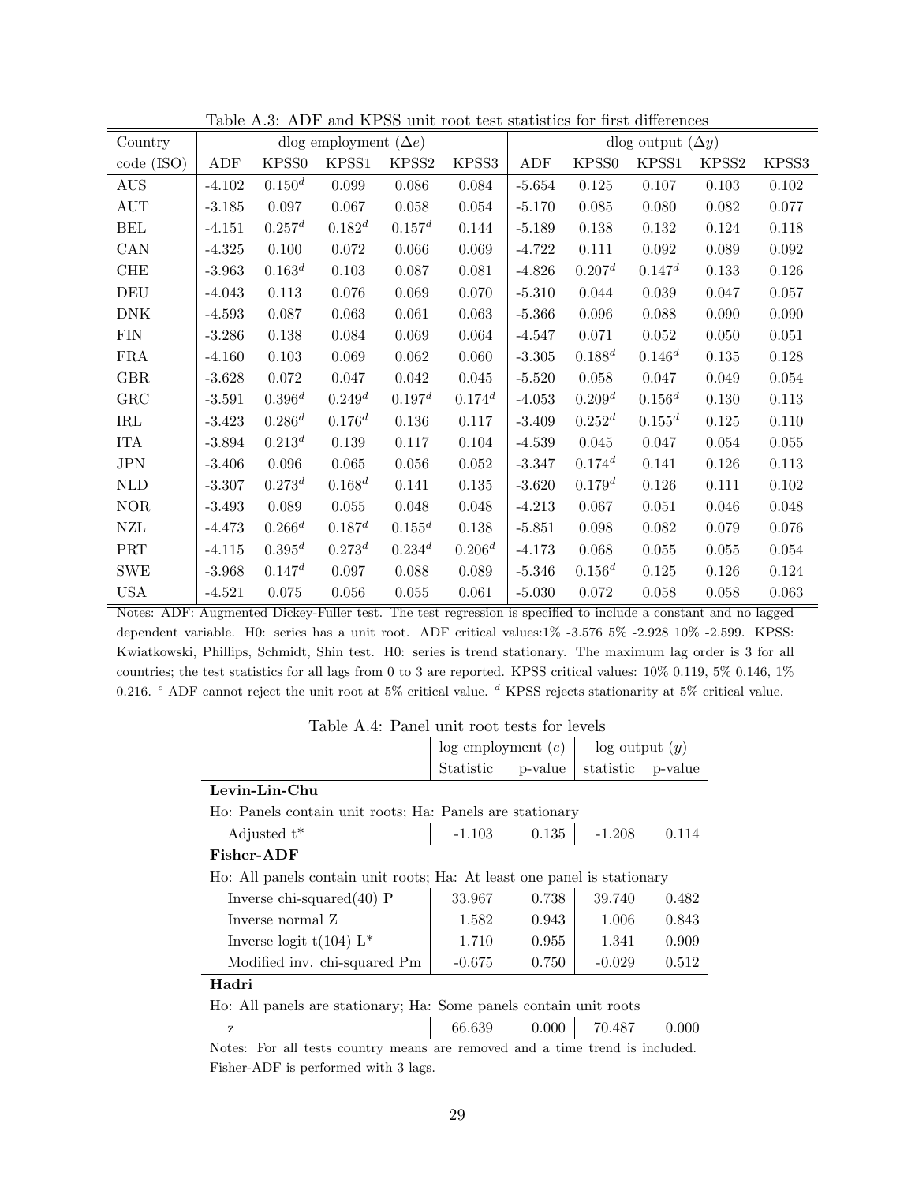Table A.3: ADF and KPSS unit root test statistics for first differences

| Country | dlog employment ($\Delta e$) | | | | | dlog output ($\Delta y$) | | | | |
|---|---|---|---|---|---|---|---|---|---|---|
| code (ISO) | ADF | KPSS0 | KPSS1 | KPSS2 | KPSS3 | ADF | KPSS0 | KPSS1 | KPSS2 | KPSS3 |
| AUS | -4.102 | $0.150^d$ | 0.099 | 0.086 | 0.084 | -5.654 | 0.125 | 0.107 | 0.103 | 0.102 |
| AUT | -3.185 | 0.097 | 0.067 | 0.058 | 0.054 | -5.170 | 0.085 | 0.080 | 0.082 | 0.077 |
| BEL | -4.151 | $0.257^d$ | $0.182^d$ | $0.157^d$ | 0.144 | -5.189 | 0.138 | 0.132 | 0.124 | 0.118 |
| CAN | -4.325 | 0.100 | 0.072 | 0.066 | 0.069 | -4.722 | 0.111 | 0.092 | 0.089 | 0.092 |
| CHE | -3.963 | $0.163^d$ | 0.103 | 0.087 | 0.081 | -4.826 | $0.207^d$ | $0.147^d$ | 0.133 | 0.126 |
| DEU | -4.043 | 0.113 | 0.076 | 0.069 | 0.070 | -5.310 | 0.044 | 0.039 | 0.047 | 0.057 |
| DNK | -4.593 | 0.087 | 0.063 | 0.061 | 0.063 | -5.366 | 0.096 | 0.088 | 0.090 | 0.090 |
| FIN | -3.286 | 0.138 | 0.084 | 0.069 | 0.064 | -4.547 | 0.071 | 0.052 | 0.050 | 0.051 |
| FRA | -4.160 | 0.103 | 0.069 | 0.062 | 0.060 | -3.305 | $0.188^d$ | $0.146^d$ | 0.135 | 0.128 |
| GBR | -3.628 | 0.072 | 0.047 | 0.042 | 0.045 | -5.520 | 0.058 | 0.047 | 0.049 | 0.054 |
| GRC | -3.591 | $0.396^d$ | $0.249^d$ | $0.197^d$ | $0.174^d$ | -4.053 | $0.209^d$ | $0.156^d$ | 0.130 | 0.113 |
| IRL | -3.423 | $0.286^d$ | $0.176^d$ | 0.136 | 0.117 | -3.409 | $0.252^d$ | $0.155^d$ | 0.125 | 0.110 |
| ITA | -3.894 | $0.213^d$ | 0.139 | 0.117 | 0.104 | -4.539 | 0.045 | 0.047 | 0.054 | 0.055 |
| JPN | -3.406 | 0.096 | 0.065 | 0.056 | 0.052 | -3.347 | $0.174^d$ | 0.141 | 0.126 | 0.113 |
| NLD | -3.307 | $0.273^d$ | $0.168^d$ | 0.141 | 0.135 | -3.620 | $0.179^d$ | 0.126 | 0.111 | 0.102 |
| NOR | -3.493 | 0.089 | 0.055 | 0.048 | 0.048 | -4.213 | 0.067 | 0.051 | 0.046 | 0.048 |
| NZL | -4.473 | $0.266^d$ | $0.187^d$ | $0.155^d$ | 0.138 | -5.851 | 0.098 | 0.082 | 0.079 | 0.076 |
| PRT | -4.115 | $0.395^d$ | $0.273^d$ | $0.234^d$ | $0.206^d$ | -4.173 | 0.068 | 0.055 | 0.055 | 0.054 |
| SWE | -3.968 | $0.147^d$ | 0.097 | 0.088 | 0.089 | -5.346 | $0.156^d$ | 0.125 | 0.126 | 0.124 |
| USA | -4.521 | 0.075 | 0.056 | 0.055 | 0.061 | -5.030 | 0.072 | 0.058 | 0.058 | 0.063 |

Notes: ADF: Augmented Dickey-Fuller test. The test regression is specified to include a constant and no lagged dependent variable. H0: series has a unit root. ADF critical values:1% -3.576 5% -2.928 10% -2.599. KPSS: Kwiatkowski, Phillips, Schmidt, Shin test. H0: series is trend stationary. The maximum lag order is 3 for all countries; the test statistics for all lags from 0 to 3 are reported. KPSS critical values: 10% 0.119, 5% 0.146, 1% 0.216. [c] ADF cannot reject the unit root at 5% critical value. [d] KPSS rejects stationarity at 5% critical value.

Table A.4: Panel unit root tests for levels

| | log employment ($e$) | | log output ($y$) | |
|---|---|---|---|---|
| | Statistic | p-value | statistic | p-value |
| **Levin-Lin-Chu** | | | | |
| Ho: Panels contain unit roots; Ha: Panels are stationary | | | | |
| Adjusted t* | -1.103 | 0.135 | -1.208 | 0.114 |
| **Fisher-ADF** | | | | |
| Ho: All panels contain unit roots; Ha: At least one panel is stationary | | | | |
| Inverse chi-squared(40) P | 33.967 | 0.738 | 39.740 | 0.482 |
| Inverse normal Z | 1.582 | 0.943 | 1.006 | 0.843 |
| Inverse logit t(104) L* | 1.710 | 0.955 | 1.341 | 0.909 |
| Modified inv. chi-squared Pm | -0.675 | 0.750 | -0.029 | 0.512 |
| **Hadri** | | | | |
| Ho: All panels are stationary; Ha: Some panels contain unit roots | | | | |
| z | 66.639 | 0.000 | 70.487 | 0.000 |

Notes: For all tests country means are removed and a time trend is included. Fisher-ADF is performed with 3 lags.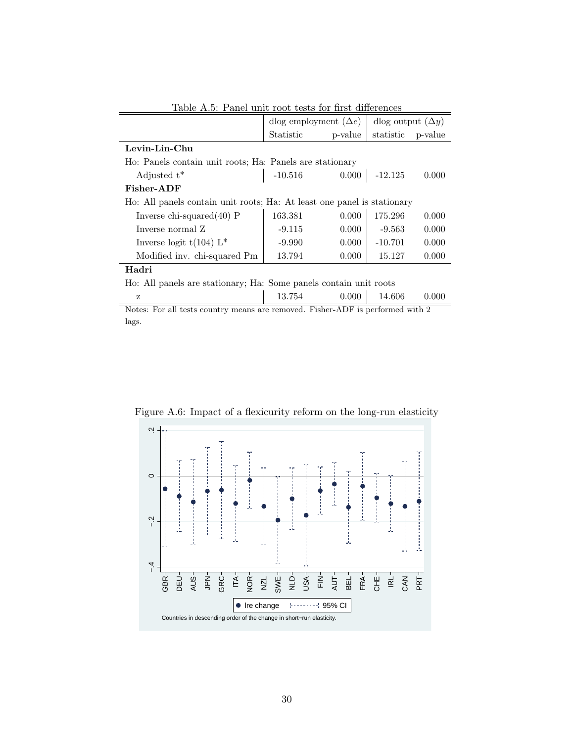Table A.5: Panel unit root tests for first differences

| | dlog employment ($\Delta e$) | | dlog output ($\Delta y$) | |
|---|---|---|---|---|
| | Statistic | p-value | statistic | p-value |
| **Levin-Lin-Chu** | | | | |
| Ho: Panels contain unit roots; Ha: Panels are stationary | | | | |
| Adjusted t* | -10.516 | 0.000 | -12.125 | 0.000 |
| **Fisher-ADF** | | | | |
| Ho: All panels contain unit roots; Ha: At least one panel is stationary | | | | |
| Inverse chi-squared(40) P | 163.381 | 0.000 | 175.296 | 0.000 |
| Inverse normal Z | -9.115 | 0.000 | -9.563 | 0.000 |
| Inverse logit t(104) L* | -9.990 | 0.000 | -10.701 | 0.000 |
| Modified inv. chi-squared Pm | 13.794 | 0.000 | 15.127 | 0.000 |
| **Hadri** | | | | |
| Ho: All panels are stationary; Ha: Some panels contain unit roots | | | | |
| z | 13.754 | 0.000 | 14.606 | 0.000 |

Notes: For all tests country means are removed. Fisher-ADF is performed with 2 lags.

Figure A.6: Impact of a flexicurity reform on the long-run elasticity

Countries in descending order of the change in short−run elasticity.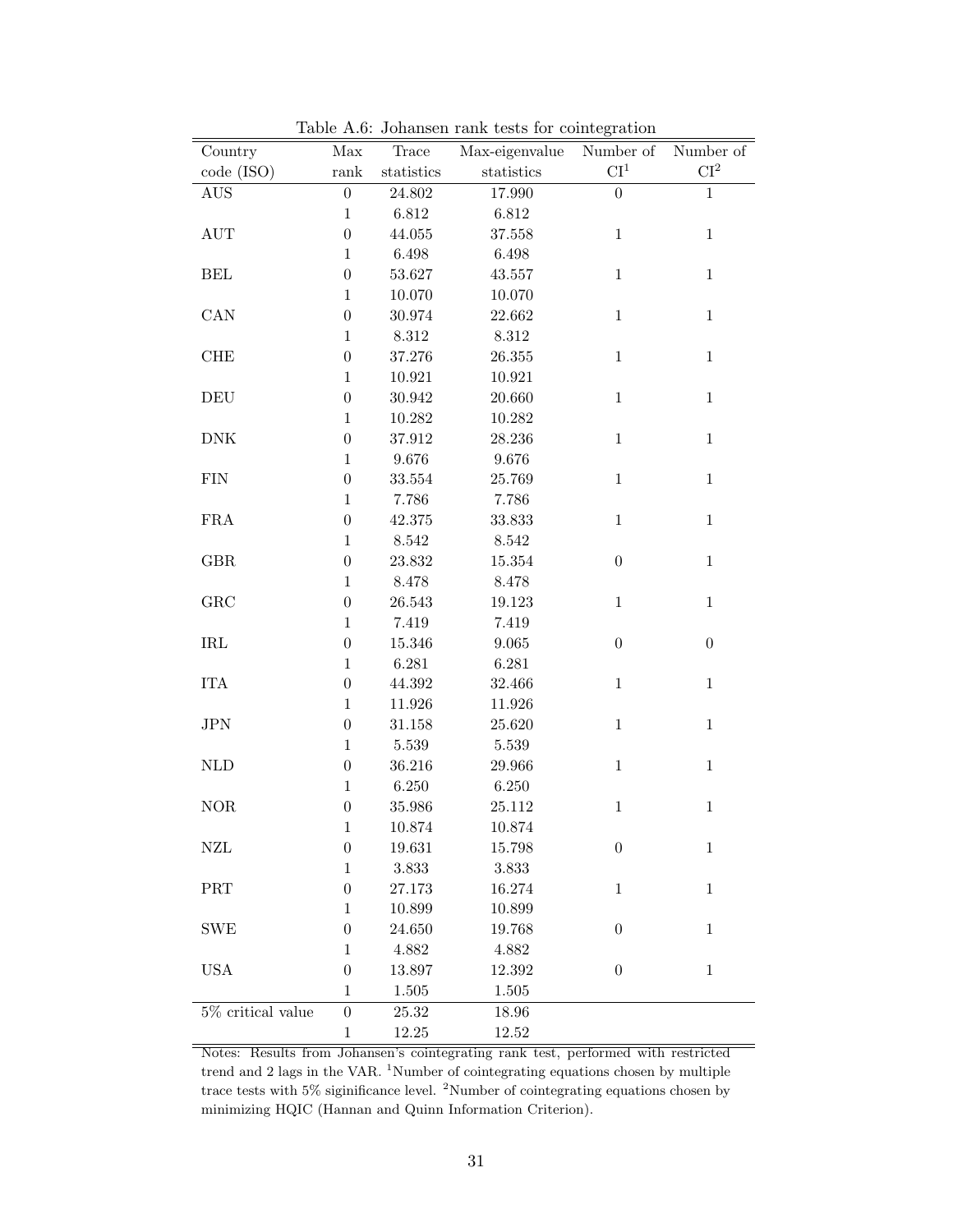Table A.6: Johansen rank tests for cointegration

| Country code (ISO) | Max rank | Trace statistics | Max-eigenvalue statistics | Number of CI[1] | Number of CI[2] |
|---|---|---|---|---|---|
| AUS | 0 | 24.802 | 17.990 | 0 | 1 |
| | 1 | 6.812 | 6.812 | | |
| AUT | 0 | 44.055 | 37.558 | 1 | 1 |
| | 1 | 6.498 | 6.498 | | |
| BEL | 0 | 53.627 | 43.557 | 1 | 1 |
| | 1 | 10.070 | 10.070 | | |
| CAN | 0 | 30.974 | 22.662 | 1 | 1 |
| | 1 | 8.312 | 8.312 | | |
| CHE | 0 | 37.276 | 26.355 | 1 | 1 |
| | 1 | 10.921 | 10.921 | | |
| DEU | 0 | 30.942 | 20.660 | 1 | 1 |
| | 1 | 10.282 | 10.282 | | |
| DNK | 0 | 37.912 | 28.236 | 1 | 1 |
| | 1 | 9.676 | 9.676 | | |
| FIN | 0 | 33.554 | 25.769 | 1 | 1 |
| | 1 | 7.786 | 7.786 | | |
| FRA | 0 | 42.375 | 33.833 | 1 | 1 |
| | 1 | 8.542 | 8.542 | | |
| GBR | 0 | 23.832 | 15.354 | 0 | 1 |
| | 1 | 8.478 | 8.478 | | |
| GRC | 0 | 26.543 | 19.123 | 1 | 1 |
| | 1 | 7.419 | 7.419 | | |
| IRL | 0 | 15.346 | 9.065 | 0 | 0 |
| | 1 | 6.281 | 6.281 | | |
| ITA | 0 | 44.392 | 32.466 | 1 | 1 |
| | 1 | 11.926 | 11.926 | | |
| JPN | 0 | 31.158 | 25.620 | 1 | 1 |
| | 1 | 5.539 | 5.539 | | |
| NLD | 0 | 36.216 | 29.966 | 1 | 1 |
| | 1 | 6.250 | 6.250 | | |
| NOR | 0 | 35.986 | 25.112 | 1 | 1 |
| | 1 | 10.874 | 10.874 | | |
| NZL | 0 | 19.631 | 15.798 | 0 | 1 |
| | 1 | 3.833 | 3.833 | | |
| PRT | 0 | 27.173 | 16.274 | 1 | 1 |
| | 1 | 10.899 | 10.899 | | |
| SWE | 0 | 24.650 | 19.768 | 0 | 1 |
| | 1 | 4.882 | 4.882 | | |
| USA | 0 | 13.897 | 12.392 | 0 | 1 |
| | 1 | 1.505 | 1.505 | | |
| 5% critical value | 0 | 25.32 | 18.96 | | |
| | 1 | 12.25 | 12.52 | | |

Notes: Results from Johansen's cointegrating rank test, performed with restricted trend and 2 lags in the VAR. [1]Number of cointegrating equations chosen by multiple trace tests with 5% siginificance level. [2]Number of cointegrating equations chosen by minimizing HQIC (Hannan and Quinn Information Criterion).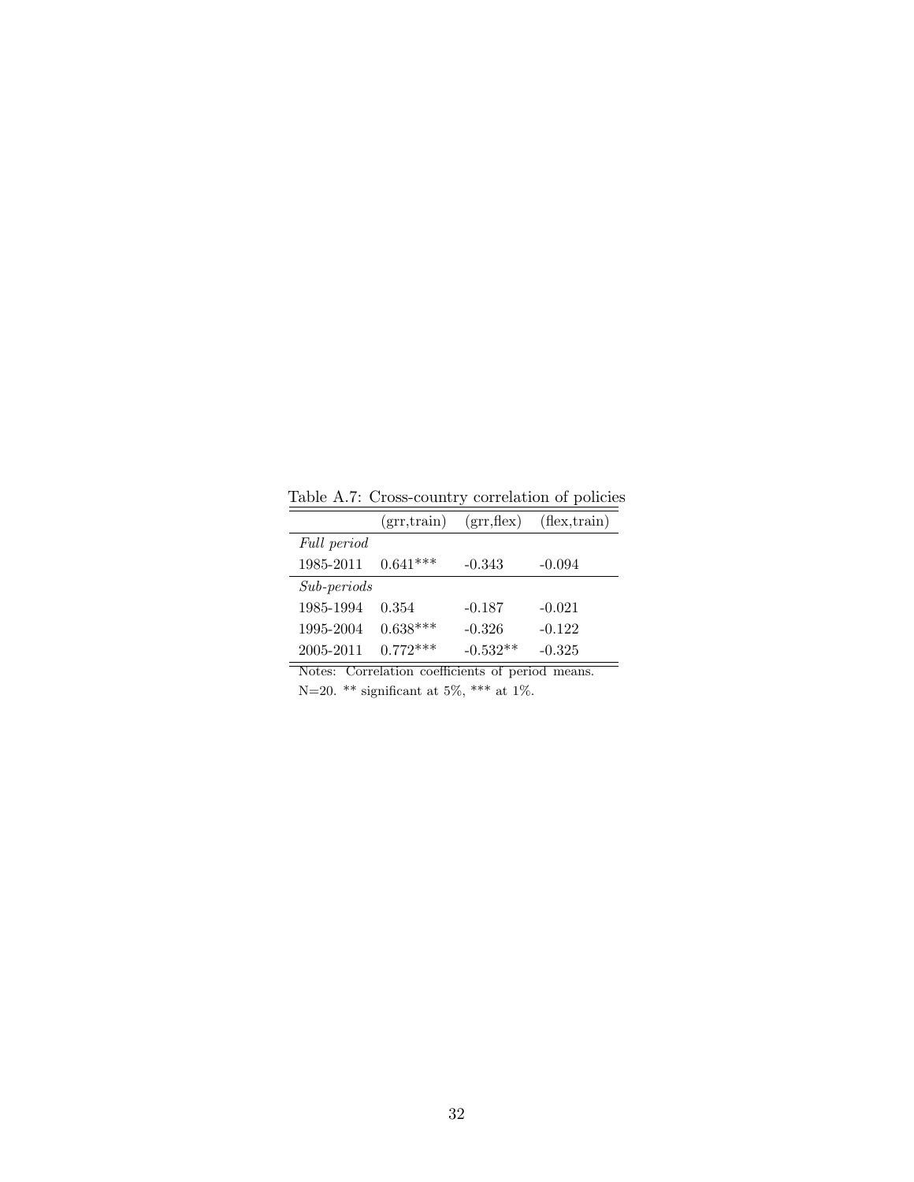Table A.7: Cross-country correlation of policies

| | (grr,train) | (grr,flex) | (flex,train) |
|---|---|---|---|
| *Full period* | | | |
| 1985-2011 | 0.641*** | -0.343 | -0.094 |
| *Sub-periods* | | | |
| 1985-1994 | 0.354 | -0.187 | -0.021 |
| 1995-2004 | 0.638*** | -0.326 | -0.122 |
| 2005-2011 | 0.772*** | -0.532** | -0.325 |

Notes: Correlation coefficients of period means. N=20. ** significant at 5%, *** at 1%.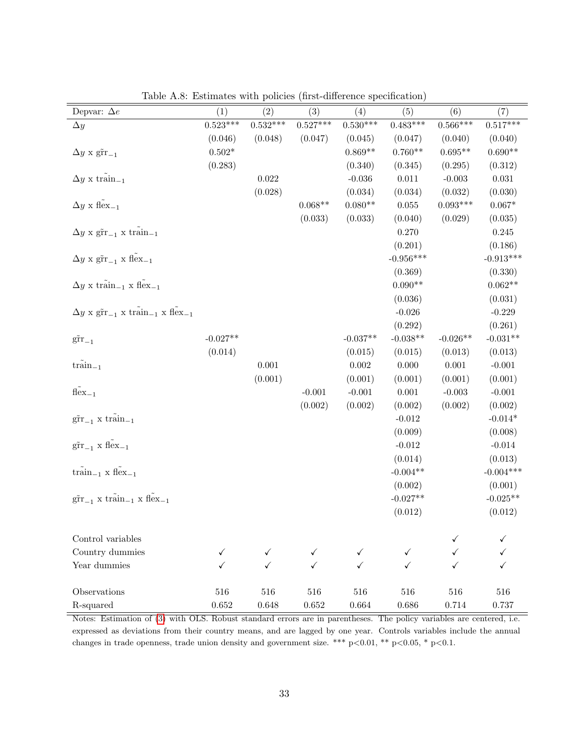Table A.8: Estimates with policies (first-difference specification)

| Depvar: $\Delta e$ | (1) | (2) | (3) | (4) | (5) | (6) | (7) |
|---|---|---|---|---|---|---|---|
| $\Delta y$ | 0.523*** | 0.532*** | 0.527*** | 0.530*** | 0.483*** | 0.566*** | 0.517*** |
| | (0.046) | (0.048) | (0.047) | (0.045) | (0.047) | (0.040) | (0.040) |
| $\Delta y$ x $\tilde{\text{grr}}_{-1}$ | 0.502* | | | 0.869** | 0.760** | 0.695** | 0.690** |
| | (0.283) | | | (0.340) | (0.345) | (0.295) | (0.312) |
| $\Delta y$ x $\tilde{\text{train}}_{-1}$ | | 0.022 | | -0.036 | 0.011 | -0.003 | 0.031 |
| | | (0.028) | | (0.034) | (0.034) | (0.032) | (0.030) |
| $\Delta y$ x $\tilde{\text{flex}}_{-1}$ | | | 0.068** | 0.080** | 0.055 | 0.093*** | 0.067* |
| | | | (0.033) | (0.033) | (0.040) | (0.029) | (0.035) |
| $\Delta y$ x $\tilde{\text{grr}}_{-1}$ x $\tilde{\text{train}}_{-1}$ | | | | | 0.270 | | 0.245 |
| | | | | | (0.201) | | (0.186) |
| $\Delta y$ x $\tilde{\text{grr}}_{-1}$ x $\tilde{\text{flex}}_{-1}$ | | | | | -0.956*** | | -0.913*** |
| | | | | | (0.369) | | (0.330) |
| $\Delta y$ x $\tilde{\text{train}}_{-1}$ x $\tilde{\text{flex}}_{-1}$ | | | | | 0.090** | | 0.062** |
| | | | | | (0.036) | | (0.031) |
| $\Delta y$ x $\tilde{\text{grr}}_{-1}$ x $\tilde{\text{train}}_{-1}$ x $\tilde{\text{flex}}_{-1}$ | | | | | -0.026 | | -0.229 |
| | | | | | (0.292) | | (0.261) |
| $\tilde{\text{grr}}_{-1}$ | -0.027** | | | -0.037** | -0.038** | -0.026** | -0.031** |
| | (0.014) | | | (0.015) | (0.015) | (0.013) | (0.013) |
| $\tilde{\text{train}}_{-1}$ | | 0.001 | | 0.002 | 0.000 | 0.001 | -0.001 |
| | | (0.001) | | (0.001) | (0.001) | (0.001) | (0.001) |
| $\tilde{\text{flex}}_{-1}$ | | | -0.001 | -0.001 | 0.001 | -0.003 | -0.001 |
| | | | (0.002) | (0.002) | (0.002) | (0.002) | (0.002) |
| $\tilde{\text{grr}}_{-1}$ x $\tilde{\text{train}}_{-1}$ | | | | | -0.012 | | -0.014* |
| | | | | | (0.009) | | (0.008) |
| $\tilde{\text{grr}}_{-1}$ x $\tilde{\text{flex}}_{-1}$ | | | | | -0.012 | | -0.014 |
| | | | | | (0.014) | | (0.013) |
| $\tilde{\text{train}}_{-1}$ x $\tilde{\text{flex}}_{-1}$ | | | | | -0.004** | | -0.004*** |
| | | | | | (0.002) | | (0.001) |
| $\tilde{\text{grr}}_{-1}$ x $\tilde{\text{train}}_{-1}$ x $\tilde{\text{flex}}_{-1}$ | | | | | -0.027** | | -0.025** |
| | | | | | (0.012) | | (0.012) |
| Control variables | | | | | | ✓ | ✓ |
| Country dummies | ✓ | ✓ | ✓ | ✓ | ✓ | ✓ | ✓ |
| Year dummies | ✓ | ✓ | ✓ | ✓ | ✓ | ✓ | ✓ |
| Observations | 516 | 516 | 516 | 516 | 516 | 516 | 516 |
| R-squared | 0.652 | 0.648 | 0.652 | 0.664 | 0.686 | 0.714 | 0.737 |

Notes: Estimation of (3) with OLS. Robust standard errors are in parentheses. The policy variables are centered, i.e. expressed as deviations from their country means, and are lagged by one year. Controls variables include the annual changes in trade openness, trade union density and government size. *** p<0.01, ** p<0.05, * p<0.1.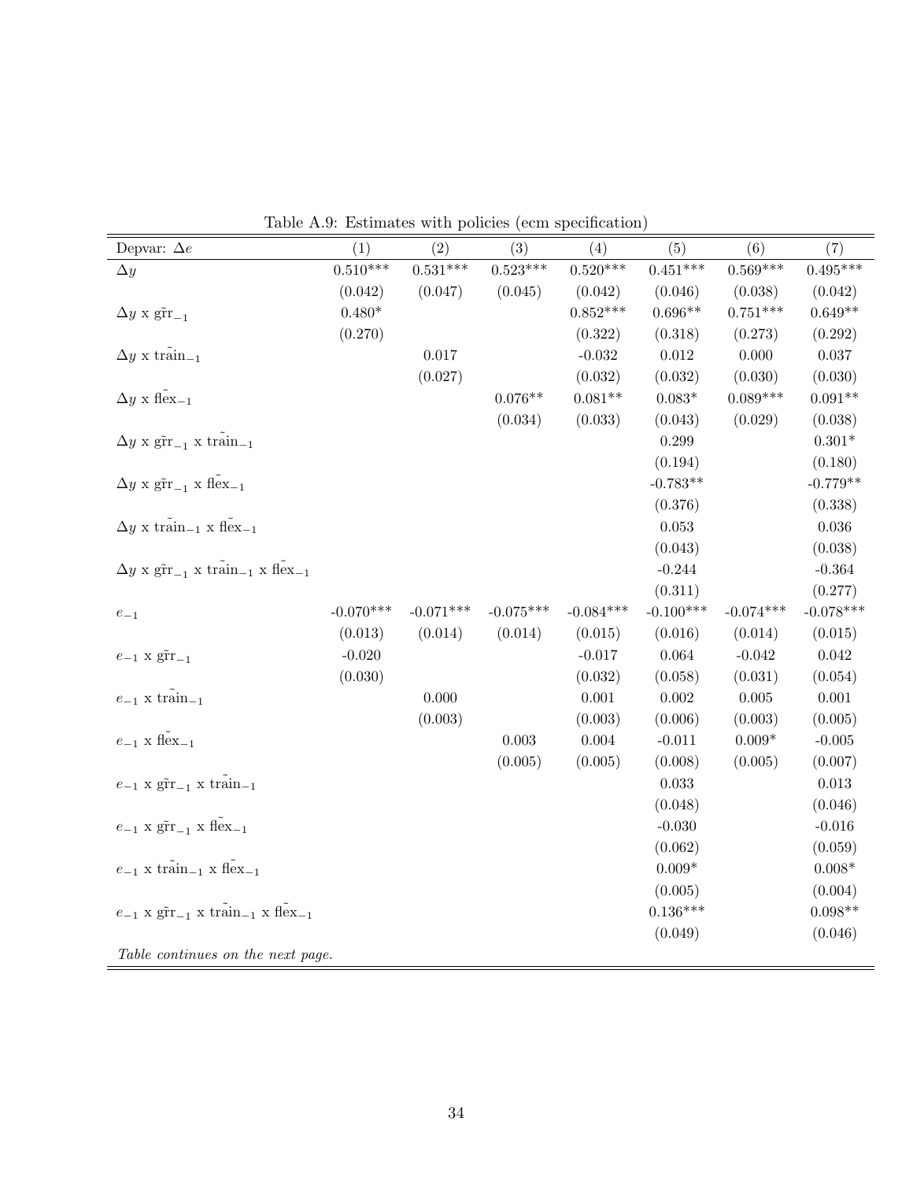Table A.9: Estimates with policies (ecm specification)

| Depvar: $\Delta e$ | (1) | (2) | (3) | (4) | (5) | (6) | (7) |
|---|---|---|---|---|---|---|---|
| $\Delta y$ | 0.510*** | 0.531*** | 0.523*** | 0.520*** | 0.451*** | 0.569*** | 0.495*** |
| | (0.042) | (0.047) | (0.045) | (0.042) | (0.046) | (0.038) | (0.042) |
| $\Delta y$ x $\tilde{\text{grr}}_{-1}$ | 0.480* | | | 0.852*** | 0.696** | 0.751*** | 0.649** |
| | (0.270) | | | (0.322) | (0.318) | (0.273) | (0.292) |
| $\Delta y$ x $\tilde{\text{train}}_{-1}$ | | 0.017 | | -0.032 | 0.012 | 0.000 | 0.037 |
| | | (0.027) | | (0.032) | (0.032) | (0.030) | (0.030) |
| $\Delta y$ x $\tilde{\text{flex}}_{-1}$ | | | 0.076** | 0.081** | 0.083* | 0.089*** | 0.091** |
| | | | (0.034) | (0.033) | (0.043) | (0.029) | (0.038) |
| $\Delta y$ x $\tilde{\text{grr}}_{-1}$ x $\tilde{\text{train}}_{-1}$ | | | | | 0.299 | | 0.301* |
| | | | | | (0.194) | | (0.180) |
| $\Delta y$ x $\tilde{\text{grr}}_{-1}$ x $\tilde{\text{flex}}_{-1}$ | | | | | -0.783** | | -0.779** |
| | | | | | (0.376) | | (0.338) |
| $\Delta y$ x $\tilde{\text{train}}_{-1}$ x $\tilde{\text{flex}}_{-1}$ | | | | | 0.053 | | 0.036 |
| | | | | | (0.043) | | (0.038) |
| $\Delta y$ x $\tilde{\text{grr}}_{-1}$ x $\tilde{\text{train}}_{-1}$ x $\tilde{\text{flex}}_{-1}$ | | | | | -0.244 | | -0.364 |
| | | | | | (0.311) | | (0.277) |
| $e_{-1}$ | -0.070*** | -0.071*** | -0.075*** | -0.084*** | -0.100*** | -0.074*** | -0.078*** |
| | (0.013) | (0.014) | (0.014) | (0.015) | (0.016) | (0.014) | (0.015) |
| $e_{-1}$ x $\tilde{\text{grr}}_{-1}$ | -0.020 | | | -0.017 | 0.064 | -0.042 | 0.042 |
| | (0.030) | | | (0.032) | (0.058) | (0.031) | (0.054) |
| $e_{-1}$ x $\tilde{\text{train}}_{-1}$ | | 0.000 | | 0.001 | 0.002 | 0.005 | 0.001 |
| | | (0.003) | | (0.003) | (0.006) | (0.003) | (0.005) |
| $e_{-1}$ x $\tilde{\text{flex}}_{-1}$ | | | 0.003 | 0.004 | -0.011 | 0.009* | -0.005 |
| | | | (0.005) | (0.005) | (0.008) | (0.005) | (0.007) |
| $e_{-1}$ x $\tilde{\text{grr}}_{-1}$ x $\tilde{\text{train}}_{-1}$ | | | | | 0.033 | | 0.013 |
| | | | | | (0.048) | | (0.046) |
| $e_{-1}$ x $\tilde{\text{grr}}_{-1}$ x $\tilde{\text{flex}}_{-1}$ | | | | | -0.030 | | -0.016 |
| | | | | | (0.062) | | (0.059) |
| $e_{-1}$ x $\tilde{\text{train}}_{-1}$ x $\tilde{\text{flex}}_{-1}$ | | | | | 0.009* | | 0.008* |
| | | | | | (0.005) | | (0.004) |
| $e_{-1}$ x $\tilde{\text{grr}}_{-1}$ x $\tilde{\text{train}}_{-1}$ x $\tilde{\text{flex}}_{-1}$ | | | | | 0.136*** | | 0.098** |
| | | | | | (0.049) | | (0.046) |

*Table continues on the next page.*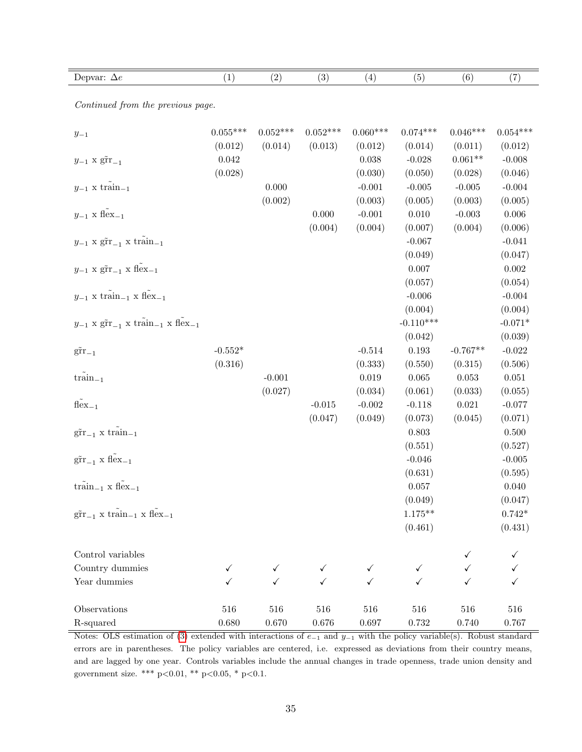| Depvar: $\Delta e$ | (1) | (2) | (3) | (4) | (5) | (6) | (7) |
|---|---|---|---|---|---|---|---|
| *Continued from the previous page.* | | | | | | | |
| $y_{-1}$ | 0.055*** | 0.052*** | 0.052*** | 0.060*** | 0.074*** | 0.046*** | 0.054*** |
| | (0.012) | (0.014) | (0.013) | (0.012) | (0.014) | (0.011) | (0.012) |
| $y_{-1}$ x $\tilde{\text{grr}}_{-1}$ | 0.042 | | | 0.038 | -0.028 | 0.061** | -0.008 |
| | (0.028) | | | (0.030) | (0.050) | (0.028) | (0.046) |
| $y_{-1}$ x $\tilde{\text{train}}_{-1}$ | | 0.000 | | -0.001 | -0.005 | -0.005 | -0.004 |
| | | (0.002) | | (0.003) | (0.005) | (0.003) | (0.005) |
| $y_{-1}$ x $\tilde{\text{flex}}_{-1}$ | | | 0.000 | -0.001 | 0.010 | -0.003 | 0.006 |
| | | | (0.004) | (0.004) | (0.007) | (0.004) | (0.006) |
| $y_{-1}$ x $\tilde{\text{grr}}_{-1}$ x $\tilde{\text{train}}_{-1}$ | | | | | -0.067 | | -0.041 |
| | | | | | (0.049) | | (0.047) |
| $y_{-1}$ x $\tilde{\text{grr}}_{-1}$ x $\tilde{\text{flex}}_{-1}$ | | | | | 0.007 | | 0.002 |
| | | | | | (0.057) | | (0.054) |
| $y_{-1}$ x $\tilde{\text{train}}_{-1}$ x $\tilde{\text{flex}}_{-1}$ | | | | | -0.006 | | -0.004 |
| | | | | | (0.004) | | (0.004) |
| $y_{-1}$ x $\tilde{\text{grr}}_{-1}$ x $\tilde{\text{train}}_{-1}$ x $\tilde{\text{flex}}_{-1}$ | | | | | -0.110*** | | -0.071* |
| | | | | | (0.042) | | (0.039) |
| $\tilde{\text{grr}}_{-1}$ | -0.552* | | | -0.514 | 0.193 | -0.767** | -0.022 |
| | (0.316) | | | (0.333) | (0.550) | (0.315) | (0.506) |
| $\tilde{\text{train}}_{-1}$ | | -0.001 | | 0.019 | 0.065 | 0.053 | 0.051 |
| | | (0.027) | | (0.034) | (0.061) | (0.033) | (0.055) |
| $\tilde{\text{flex}}_{-1}$ | | | -0.015 | -0.002 | -0.118 | 0.021 | -0.077 |
| | | | (0.047) | (0.049) | (0.073) | (0.045) | (0.071) |
| $\tilde{\text{grr}}_{-1}$ x $\tilde{\text{train}}_{-1}$ | | | | | 0.803 | | 0.500 |
| | | | | | (0.551) | | (0.527) |
| $\tilde{\text{grr}}_{-1}$ x $\tilde{\text{flex}}_{-1}$ | | | | | -0.046 | | -0.005 |
| | | | | | (0.631) | | (0.595) |
| $\tilde{\text{train}}_{-1}$ x $\tilde{\text{flex}}_{-1}$ | | | | | 0.057 | | 0.040 |
| | | | | | (0.049) | | (0.047) |
| $\tilde{\text{grr}}_{-1}$ x $\tilde{\text{train}}_{-1}$ x $\tilde{\text{flex}}_{-1}$ | | | | | 1.175** | | 0.742* |
| | | | | | (0.461) | | (0.431) |
| Control variables | | | | | | ✓ | ✓ |
| Country dummies | ✓ | ✓ | ✓ | ✓ | ✓ | ✓ | ✓ |
| Year dummies | ✓ | ✓ | ✓ | ✓ | ✓ | ✓ | ✓ |
| Observations | 516 | 516 | 516 | 516 | 516 | 516 | 516 |
| R-squared | 0.680 | 0.670 | 0.676 | 0.697 | 0.732 | 0.740 | 0.767 |

Notes: OLS estimation of (3) extended with interactions of $e_{-1}$ and $y_{-1}$ with the policy variable(s). Robust standard errors are in parentheses. The policy variables are centered, i.e. expressed as deviations from their country means, and are lagged by one year. Controls variables include the annual changes in trade openness, trade union density and government size. *** p<0.01, ** p<0.05, * p<0.1.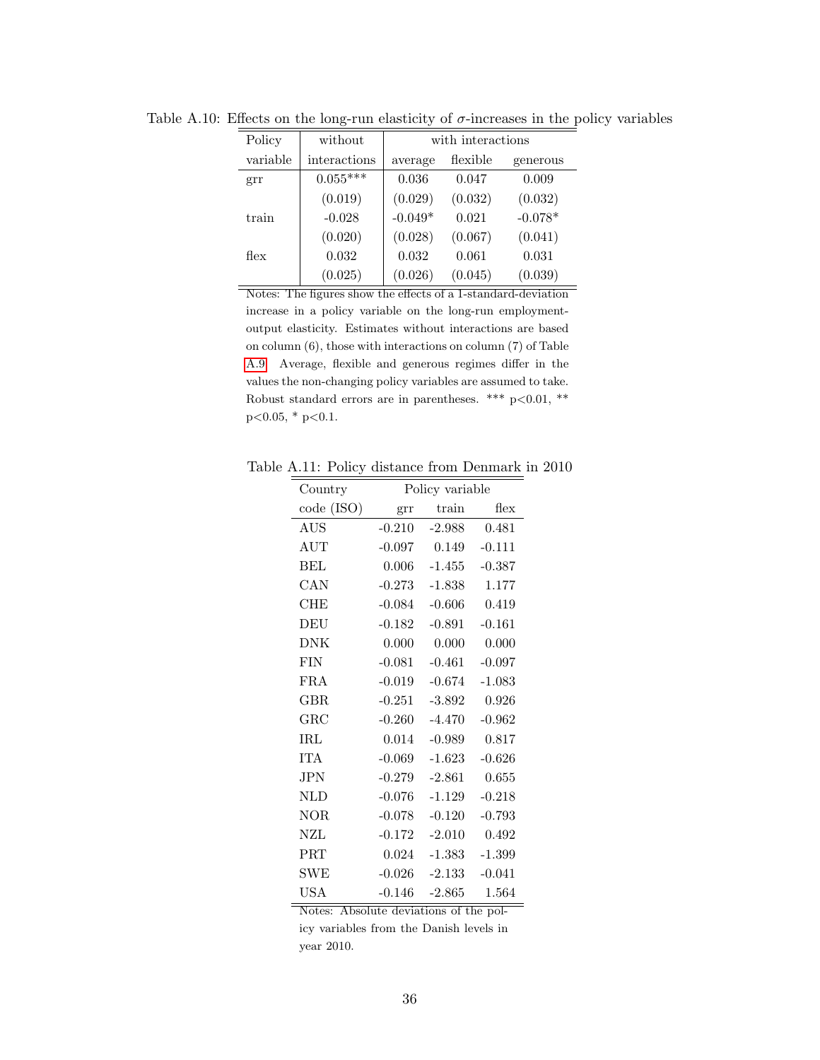Table A.10: Effects on the long-run elasticity of $\sigma$-increases in the policy variables

| Policy variable | without interactions | with interactions | | |
|---|---|---|---|---|
| | | average | flexible | generous |
| grr | 0.055*** | 0.036 | 0.047 | 0.009 |
| | (0.019) | (0.029) | (0.032) | (0.032) |
| train | -0.028 | -0.049* | 0.021 | -0.078* |
| | (0.020) | (0.028) | (0.067) | (0.041) |
| flex | 0.032 | 0.032 | 0.061 | 0.031 |
| | (0.025) | (0.026) | (0.045) | (0.039) |

Notes: The figures show the effects of a 1-standard-deviation increase in a policy variable on the long-run employment-output elasticity. Estimates without interactions are based on column (6), those with interactions on column (7) of Table A.9. Average, flexible and generous regimes differ in the values the non-changing policy variables are assumed to take. Robust standard errors are in parentheses. *** p<0.01, ** p<0.05, * p<0.1.

Table A.11: Policy distance from Denmark in 2010

| Country code (ISO) | Policy variable | | |
|---|---|---|---|
| | grr | train | flex |
| AUS | -0.210 | -2.988 | 0.481 |
| AUT | -0.097 | 0.149 | -0.111 |
| BEL | 0.006 | -1.455 | -0.387 |
| CAN | -0.273 | -1.838 | 1.177 |
| CHE | -0.084 | -0.606 | 0.419 |
| DEU | -0.182 | -0.891 | -0.161 |
| DNK | 0.000 | 0.000 | 0.000 |
| FIN | -0.081 | -0.461 | -0.097 |
| FRA | -0.019 | -0.674 | -1.083 |
| GBR | -0.251 | -3.892 | 0.926 |
| GRC | -0.260 | -4.470 | -0.962 |
| IRL | 0.014 | -0.989 | 0.817 |
| ITA | -0.069 | -1.623 | -0.626 |
| JPN | -0.279 | -2.861 | 0.655 |
| NLD | -0.076 | -1.129 | -0.218 |
| NOR | -0.078 | -0.120 | -0.793 |
| NZL | -0.172 | -2.010 | 0.492 |
| PRT | 0.024 | -1.383 | -1.399 |
| SWE | -0.026 | -2.133 | -0.041 |
| USA | -0.146 | -2.865 | 1.564 |

Notes: Absolute deviations of the policy variables from the Danish levels in year 2010.